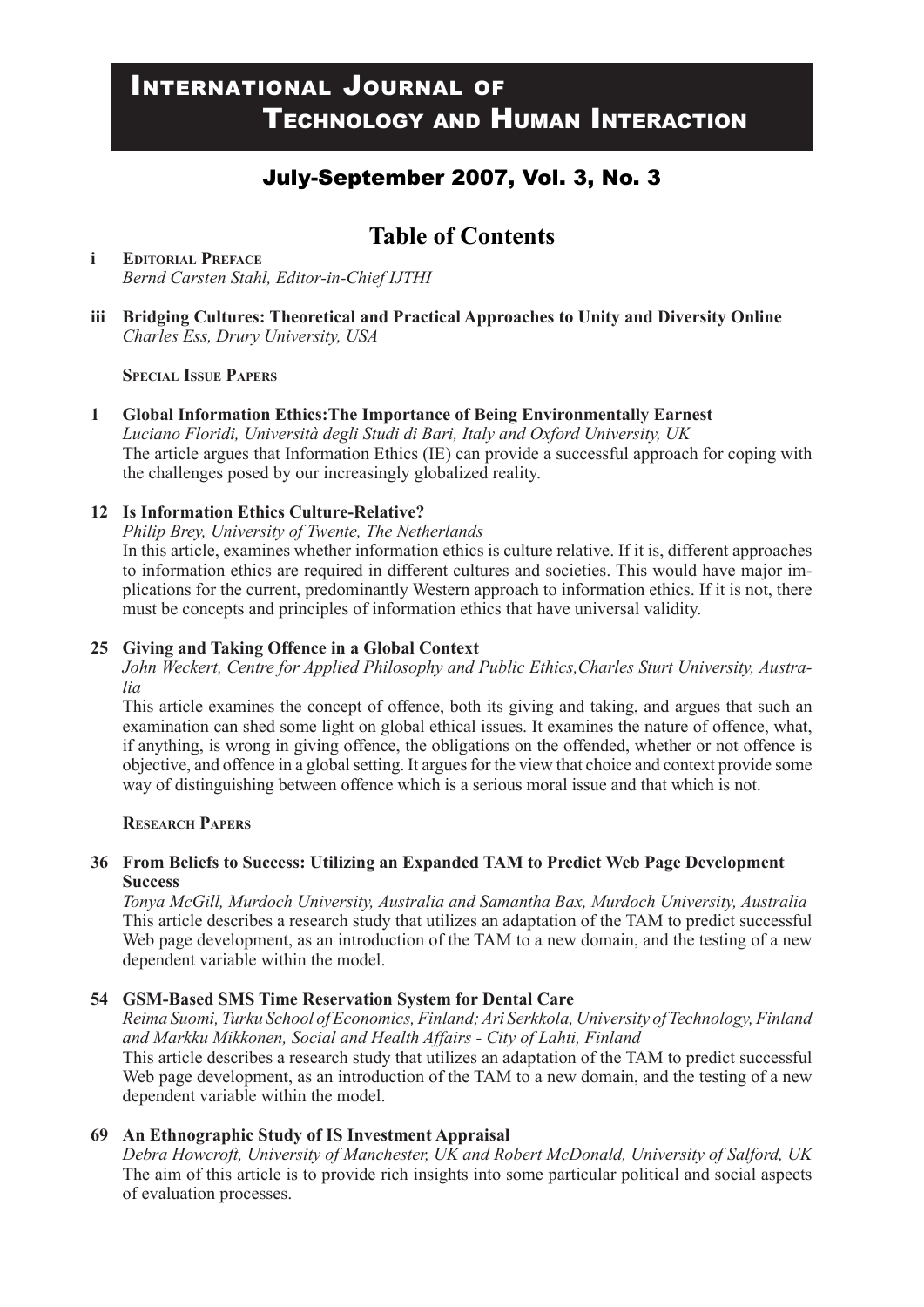# International Journal of Technology and Human Interaction

## July-September 2007, Vol. 3, No. 3

## Table of Contents

**i Editorial Preface**
*Bernd Carsten Stahl, Editor-in-Chief IJTHI*

**iii Bridging Cultures: Theoretical and Practical Approaches to Unity and Diversity Online**
*Charles Ess, Drury University, USA*

**Special Issue Papers**

**1 Global Information Ethics:The Importance of Being Environmentally Earnest**
*Luciano Floridi, Università degli Studi di Bari, Italy and Oxford University, UK*
The article argues that Information Ethics (IE) can provide a successful approach for coping with the challenges posed by our increasingly globalized reality.

**12 Is Information Ethics Culture-Relative?**
*Philip Brey, University of Twente, The Netherlands*
In this article, examines whether information ethics is culture relative. If it is, different approaches to information ethics are required in different cultures and societies. This would have major implications for the current, predominantly Western approach to information ethics. If it is not, there must be concepts and principles of information ethics that have universal validity.

**25 Giving and Taking Offence in a Global Context**
*John Weckert, Centre for Applied Philosophy and Public Ethics,Charles Sturt University, Australia*
This article examines the concept of offence, both its giving and taking, and argues that such an examination can shed some light on global ethical issues. It examines the nature of offence, what, if anything, is wrong in giving offence, the obligations on the offended, whether or not offence is objective, and offence in a global setting. It argues for the view that choice and context provide some way of distinguishing between offence which is a serious moral issue and that which is not.

**Research Papers**

**36 From Beliefs to Success: Utilizing an Expanded TAM to Predict Web Page Development Success**
*Tonya McGill, Murdoch University, Australia and Samantha Bax, Murdoch University, Australia*
This article describes a research study that utilizes an adaptation of the TAM to predict successful Web page development, as an introduction of the TAM to a new domain, and the testing of a new dependent variable within the model.

**54 GSM-Based SMS Time Reservation System for Dental Care**
*Reima Suomi, Turku School of Economics, Finland; Ari Serkkola, University of Technology, Finland and Markku Mikkonen, Social and Health Affairs - City of Lahti, Finland*
This article describes a research study that utilizes an adaptation of the TAM to predict successful Web page development, as an introduction of the TAM to a new domain, and the testing of a new dependent variable within the model.

**69 An Ethnographic Study of IS Investment Appraisal**
*Debra Howcroft, University of Manchester, UK and Robert McDonald, University of Salford, UK*
The aim of this article is to provide rich insights into some particular political and social aspects of evaluation processes.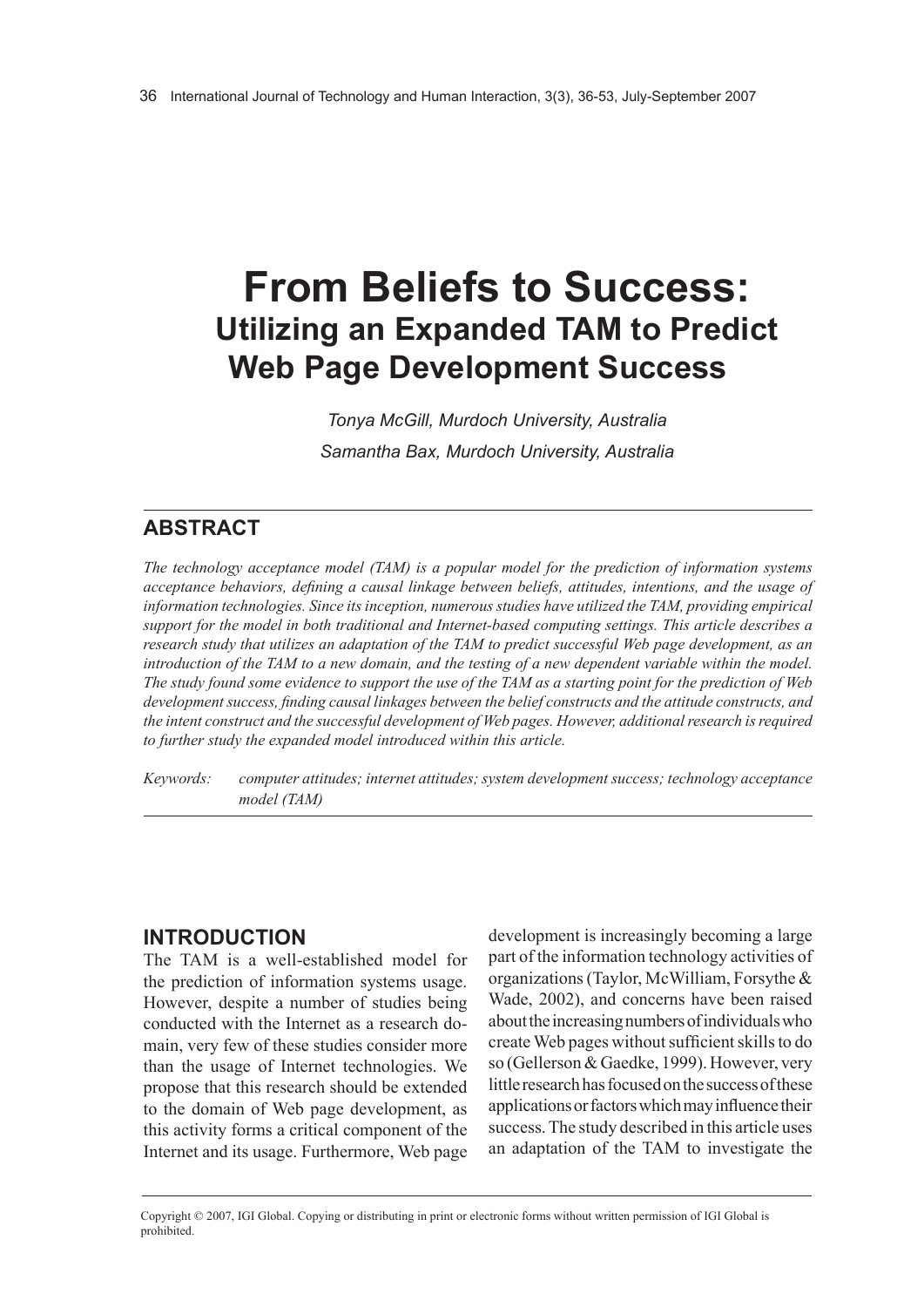# From Beliefs to Success: Utilizing an Expanded TAM to Predict Web Page Development Success

*Tonya McGill, Murdoch University, Australia*

*Samantha Bax, Murdoch University, Australia*

## ABSTRACT

*The technology acceptance model (TAM) is a popular model for the prediction of information systems acceptance behaviors, defining a causal linkage between beliefs, attitudes, intentions, and the usage of information technologies. Since its inception, numerous studies have utilized the TAM, providing empirical support for the model in both traditional and Internet-based computing settings. This article describes a research study that utilizes an adaptation of the TAM to predict successful Web page development, as an introduction of the TAM to a new domain, and the testing of a new dependent variable within the model. The study found some evidence to support the use of the TAM as a starting point for the prediction of Web development success, finding causal linkages between the belief constructs and the attitude constructs, and the intent construct and the successful development of Web pages. However, additional research is required to further study the expanded model introduced within this article.*

*Keywords:* *computer attitudes; internet attitudes; system development success; technology acceptance model (TAM)*

## INTRODUCTION

The TAM is a well-established model for the prediction of information systems usage. However, despite a number of studies being conducted with the Internet as a research domain, very few of these studies consider more than the usage of Internet technologies. We propose that this research should be extended to the domain of Web page development, as this activity forms a critical component of the Internet and its usage. Furthermore, Web page development is increasingly becoming a large part of the information technology activities of organizations (Taylor, McWilliam, Forsythe & Wade, 2002), and concerns have been raised about the increasing numbers of individuals who create Web pages without sufficient skills to do so (Gellerson & Gaedke, 1999). However, very little research has focused on the success of these applications or factors which may influence their success. The study described in this article uses an adaptation of the TAM to investigate the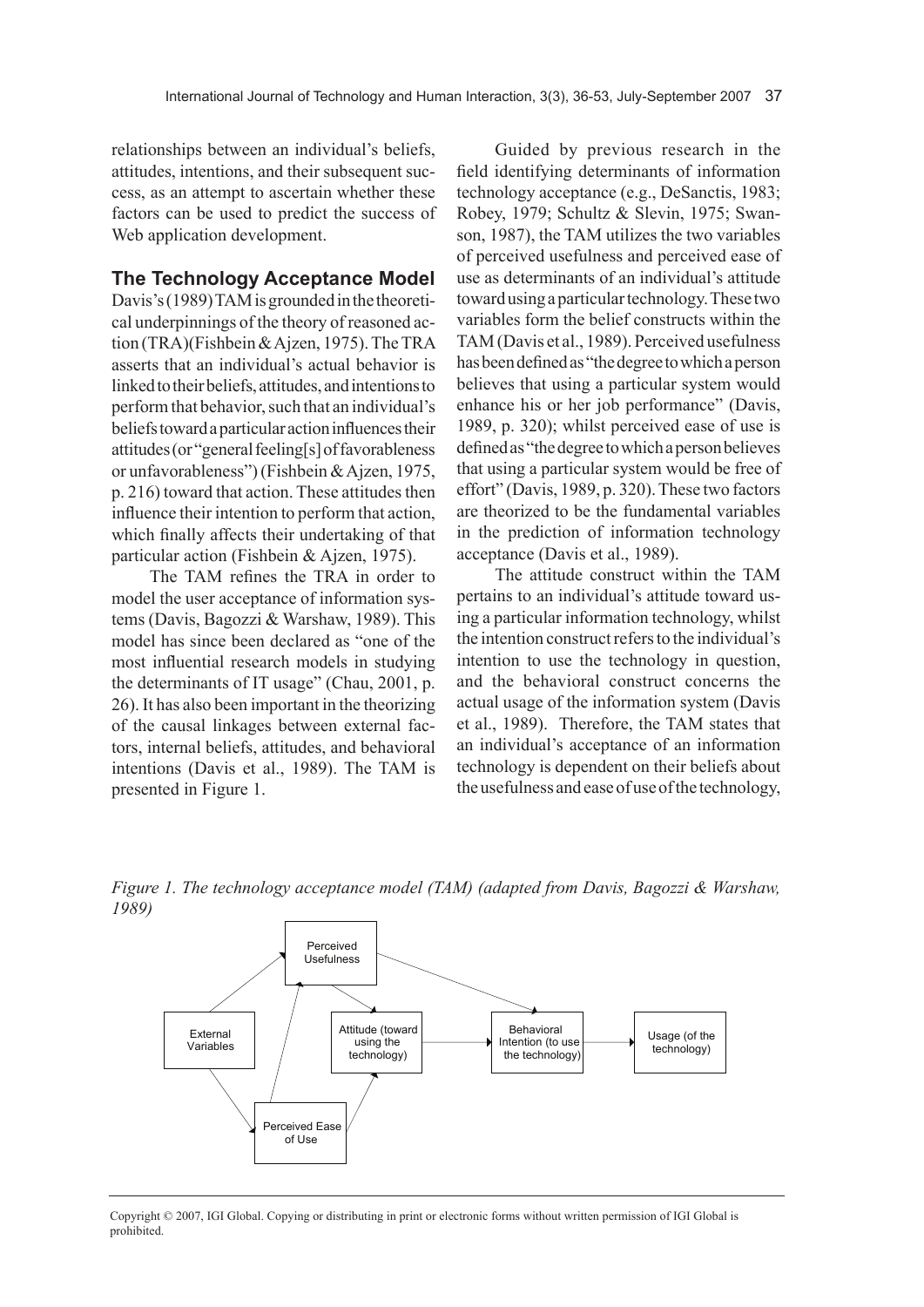relationships between an individual's beliefs, attitudes, intentions, and their subsequent success, as an attempt to ascertain whether these factors can be used to predict the success of Web application development.

## The Technology Acceptance Model

Davis's (1989) TAM is grounded in the theoretical underpinnings of the theory of reasoned action (TRA)(Fishbein & Ajzen, 1975). The TRA asserts that an individual's actual behavior is linked to their beliefs, attitudes, and intentions to perform that behavior, such that an individual's beliefs toward a particular action influences their attitudes (or "general feeling[s] of favorableness or unfavorableness") (Fishbein & Ajzen, 1975, p. 216) toward that action. These attitudes then influence their intention to perform that action, which finally affects their undertaking of that particular action (Fishbein & Ajzen, 1975).

The TAM refines the TRA in order to model the user acceptance of information systems (Davis, Bagozzi & Warshaw, 1989). This model has since been declared as "one of the most influential research models in studying the determinants of IT usage" (Chau, 2001, p. 26). It has also been important in the theorizing of the causal linkages between external factors, internal beliefs, attitudes, and behavioral intentions (Davis et al., 1989). The TAM is presented in Figure 1.

Guided by previous research in the field identifying determinants of information technology acceptance (e.g., DeSanctis, 1983; Robey, 1979; Schultz & Slevin, 1975; Swanson, 1987), the TAM utilizes the two variables of perceived usefulness and perceived ease of use as determinants of an individual's attitude toward using a particular technology. These two variables form the belief constructs within the TAM (Davis et al., 1989). Perceived usefulness has been defined as "the degree to which a person believes that using a particular system would enhance his or her job performance" (Davis, 1989, p. 320); whilst perceived ease of use is defined as "the degree to which a person believes that using a particular system would be free of effort" (Davis, 1989, p. 320). These two factors are theorized to be the fundamental variables in the prediction of information technology acceptance (Davis et al., 1989).

The attitude construct within the TAM pertains to an individual's attitude toward using a particular information technology, whilst the intention construct refers to the individual's intention to use the technology in question, and the behavioral construct concerns the actual usage of the information system (Davis et al., 1989). Therefore, the TAM states that an individual's acceptance of an information technology is dependent on their beliefs about the usefulness and ease of use of the technology,

*Figure 1. The technology acceptance model (TAM) (adapted from Davis, Bagozzi & Warshaw, 1989)*

External Variables → Perceived Usefulness; External Variables → Perceived Ease of Use; Perceived Ease of Use → Perceived Usefulness; Perceived Usefulness → Attitude (toward using the technology); Perceived Ease of Use → Attitude (toward using the technology); Perceived Usefulness → Behavioral Intention (to use the technology); Attitude (toward using the technology) → Behavioral Intention (to use the technology); Behavioral Intention (to use the technology) → Usage (of the technology)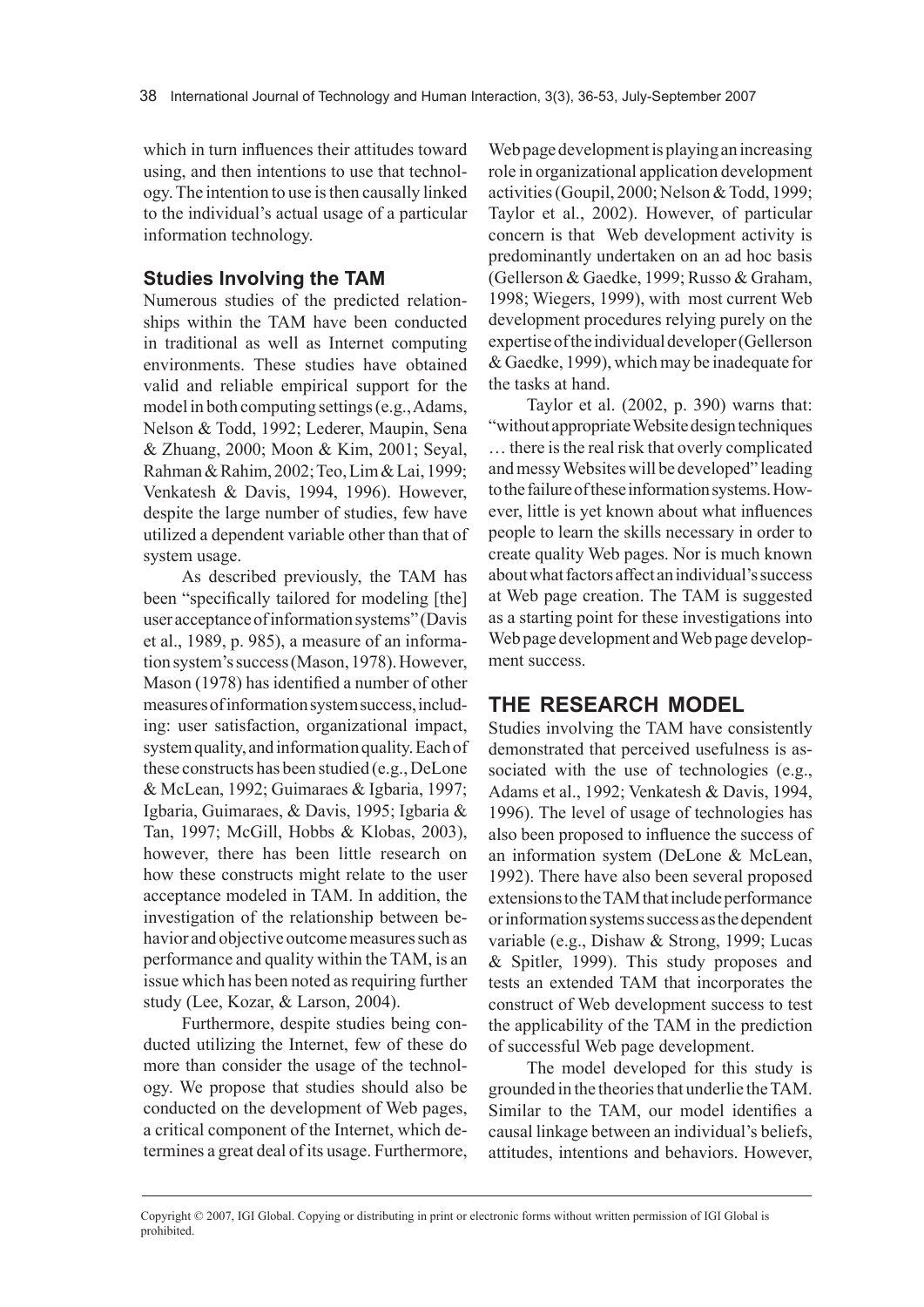which in turn influences their attitudes toward using, and then intentions to use that technology. The intention to use is then causally linked to the individual's actual usage of a particular information technology.

### Studies Involving the TAM

Numerous studies of the predicted relationships within the TAM have been conducted in traditional as well as Internet computing environments. These studies have obtained valid and reliable empirical support for the model in both computing settings (e.g., Adams, Nelson & Todd, 1992; Lederer, Maupin, Sena & Zhuang, 2000; Moon & Kim, 2001; Seyal, Rahman & Rahim, 2002; Teo, Lim & Lai, 1999; Venkatesh & Davis, 1994, 1996). However, despite the large number of studies, few have utilized a dependent variable other than that of system usage.

As described previously, the TAM has been "specifically tailored for modeling [the] user acceptance of information systems" (Davis et al., 1989, p. 985), a measure of an information system's success (Mason, 1978). However, Mason (1978) has identified a number of other measures of information system success, including: user satisfaction, organizational impact, system quality, and information quality. Each of these constructs has been studied (e.g., DeLone & McLean, 1992; Guimaraes & Igbaria, 1997; Igbaria, Guimaraes, & Davis, 1995; Igbaria & Tan, 1997; McGill, Hobbs & Klobas, 2003), however, there has been little research on how these constructs might relate to the user acceptance modeled in TAM. In addition, the investigation of the relationship between behavior and objective outcome measures such as performance and quality within the TAM, is an issue which has been noted as requiring further study (Lee, Kozar, & Larson, 2004).

Furthermore, despite studies being conducted utilizing the Internet, few of these do more than consider the usage of the technology. We propose that studies should also be conducted on the development of Web pages, a critical component of the Internet, which determines a great deal of its usage. Furthermore, Web page development is playing an increasing role in organizational application development activities (Goupil, 2000; Nelson & Todd, 1999; Taylor et al., 2002). However, of particular concern is that Web development activity is predominantly undertaken on an ad hoc basis (Gellerson & Gaedke, 1999; Russo & Graham, 1998; Wiegers, 1999), with most current Web development procedures relying purely on the expertise of the individual developer (Gellerson & Gaedke, 1999), which may be inadequate for the tasks at hand.

Taylor et al. (2002, p. 390) warns that: "without appropriate Website design techniques … there is the real risk that overly complicated and messy Websites will be developed" leading to the failure of these information systems. However, little is yet known about what influences people to learn the skills necessary in order to create quality Web pages. Nor is much known about what factors affect an individual's success at Web page creation. The TAM is suggested as a starting point for these investigations into Web page development and Web page development success.

## THE RESEARCH MODEL

Studies involving the TAM have consistently demonstrated that perceived usefulness is associated with the use of technologies (e.g., Adams et al., 1992; Venkatesh & Davis, 1994, 1996). The level of usage of technologies has also been proposed to influence the success of an information system (DeLone & McLean, 1992). There have also been several proposed extensions to the TAM that include performance or information systems success as the dependent variable (e.g., Dishaw & Strong, 1999; Lucas & Spitler, 1999). This study proposes and tests an extended TAM that incorporates the construct of Web development success to test the applicability of the TAM in the prediction of successful Web page development.

The model developed for this study is grounded in the theories that underlie the TAM. Similar to the TAM, our model identifies a causal linkage between an individual's beliefs, attitudes, intentions and behaviors. However,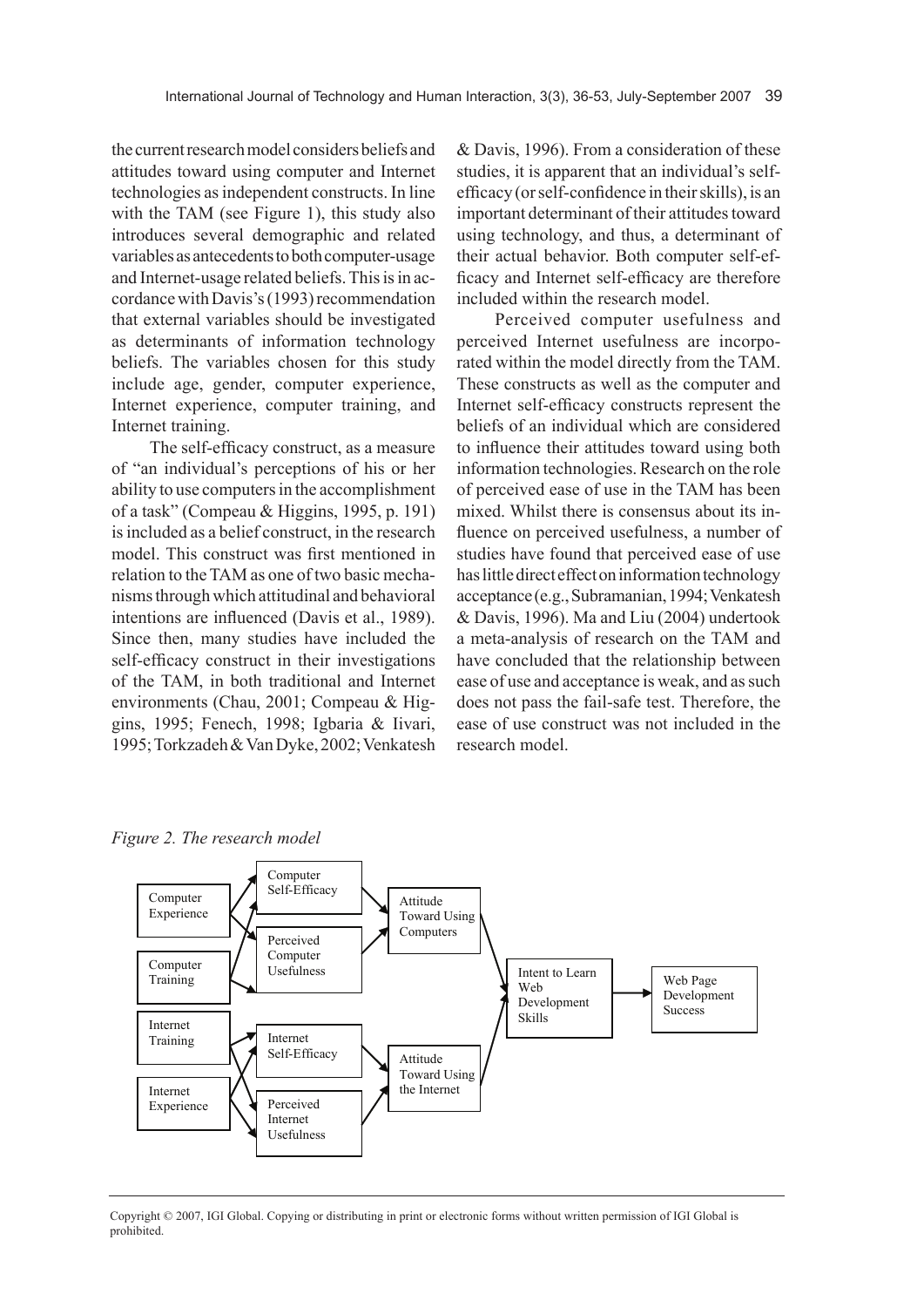the current research model considers beliefs and attitudes toward using computer and Internet technologies as independent constructs. In line with the TAM (see Figure 1), this study also introduces several demographic and related variables as antecedents to both computer-usage and Internet-usage related beliefs. This is in accordance with Davis's (1993) recommendation that external variables should be investigated as determinants of information technology beliefs. The variables chosen for this study include age, gender, computer experience, Internet experience, computer training, and Internet training.

The self-efficacy construct, as a measure of "an individual's perceptions of his or her ability to use computers in the accomplishment of a task" (Compeau & Higgins, 1995, p. 191) is included as a belief construct, in the research model. This construct was first mentioned in relation to the TAM as one of two basic mechanisms through which attitudinal and behavioral intentions are influenced (Davis et al., 1989). Since then, many studies have included the self-efficacy construct in their investigations of the TAM, in both traditional and Internet environments (Chau, 2001; Compeau & Higgins, 1995; Fenech, 1998; Igbaria & Iivari, 1995; Torkzadeh & Van Dyke, 2002; Venkatesh & Davis, 1996). From a consideration of these studies, it is apparent that an individual's self-efficacy (or self-confidence in their skills), is an important determinant of their attitudes toward using technology, and thus, a determinant of their actual behavior. Both computer self-efficacy and Internet self-efficacy are therefore included within the research model.

Perceived computer usefulness and perceived Internet usefulness are incorporated within the model directly from the TAM. These constructs as well as the computer and Internet self-efficacy constructs represent the beliefs of an individual which are considered to influence their attitudes toward using both information technologies. Research on the role of perceived ease of use in the TAM has been mixed. Whilst there is consensus about its influence on perceived usefulness, a number of studies have found that perceived ease of use has little direct effect on information technology acceptance (e.g., Subramanian, 1994; Venkatesh & Davis, 1996). Ma and Liu (2004) undertook a meta-analysis of research on the TAM and have concluded that the relationship between ease of use and acceptance is weak, and as such does not pass the fail-safe test. Therefore, the ease of use construct was not included in the research model.

*Figure 2. The research model*

Computer Experience; Computer Training; Internet Training; Internet Experience; Computer Self-Efficacy; Perceived Computer Usefulness; Internet Self-Efficacy; Perceived Internet Usefulness; Attitude Toward Using Computers; Attitude Toward Using the Internet; Intent to Learn Web Development Skills; Web Page Development Success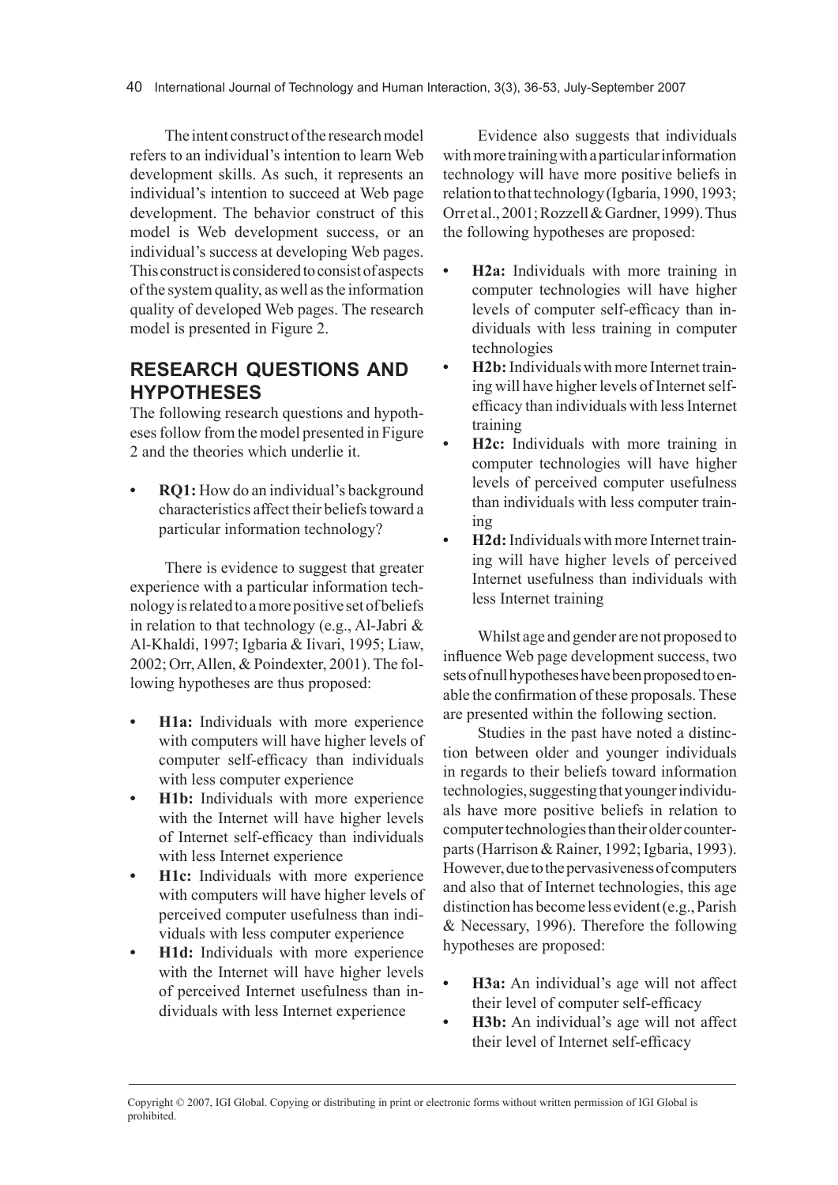The intent construct of the research model refers to an individual's intention to learn Web development skills. As such, it represents an individual's intention to succeed at Web page development. The behavior construct of this model is Web development success, or an individual's success at developing Web pages. This construct is considered to consist of aspects of the system quality, as well as the information quality of developed Web pages. The research model is presented in Figure 2.

## RESEARCH QUESTIONS AND HYPOTHESES

The following research questions and hypotheses follow from the model presented in Figure 2 and the theories which underlie it.

- **RQ1:** How do an individual's background characteristics affect their beliefs toward a particular information technology?

There is evidence to suggest that greater experience with a particular information technology is related to a more positive set of beliefs in relation to that technology (e.g., Al-Jabri & Al-Khaldi, 1997; Igbaria & Iivari, 1995; Liaw, 2002; Orr, Allen, & Poindexter, 2001). The following hypotheses are thus proposed:

- **H1a:** Individuals with more experience with computers will have higher levels of computer self-efficacy than individuals with less computer experience
- **H1b:** Individuals with more experience with the Internet will have higher levels of Internet self-efficacy than individuals with less Internet experience
- **H1c:** Individuals with more experience with computers will have higher levels of perceived computer usefulness than individuals with less computer experience
- **H1d:** Individuals with more experience with the Internet will have higher levels of perceived Internet usefulness than individuals with less Internet experience

Evidence also suggests that individuals with more training with a particular information technology will have more positive beliefs in relation to that technology (Igbaria, 1990, 1993; Orr et al., 2001; Rozzell & Gardner, 1999). Thus the following hypotheses are proposed:

- **H2a:** Individuals with more training in computer technologies will have higher levels of computer self-efficacy than individuals with less training in computer technologies
- **H2b:** Individuals with more Internet training will have higher levels of Internet self-efficacy than individuals with less Internet training
- **H2c:** Individuals with more training in computer technologies will have higher levels of perceived computer usefulness than individuals with less computer training
- **H2d:** Individuals with more Internet training will have higher levels of perceived Internet usefulness than individuals with less Internet training

Whilst age and gender are not proposed to influence Web page development success, two sets of null hypotheses have been proposed to enable the confirmation of these proposals. These are presented within the following section.

Studies in the past have noted a distinction between older and younger individuals in regards to their beliefs toward information technologies, suggesting that younger individuals have more positive beliefs in relation to computer technologies than their older counterparts (Harrison & Rainer, 1992; Igbaria, 1993). However, due to the pervasiveness of computers and also that of Internet technologies, this age distinction has become less evident (e.g., Parish & Necessary, 1996). Therefore the following hypotheses are proposed:

- **H3a:** An individual's age will not affect their level of computer self-efficacy
- **H3b:** An individual's age will not affect their level of Internet self-efficacy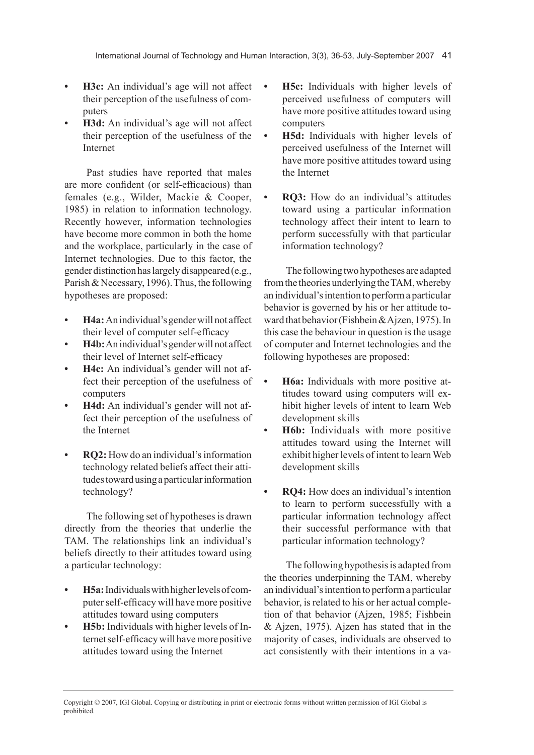- **H3c:** An individual's age will not affect their perception of the usefulness of computers
- **H3d:** An individual's age will not affect their perception of the usefulness of the Internet

Past studies have reported that males are more confident (or self-efficacious) than females (e.g., Wilder, Mackie & Cooper, 1985) in relation to information technology. Recently however, information technologies have become more common in both the home and the workplace, particularly in the case of Internet technologies. Due to this factor, the gender distinction has largely disappeared (e.g., Parish & Necessary, 1996). Thus, the following hypotheses are proposed:

- **H4a:** An individual's gender will not affect their level of computer self-efficacy
- **H4b:** An individual's gender will not affect their level of Internet self-efficacy
- **H4c:** An individual's gender will not affect their perception of the usefulness of computers
- **H4d:** An individual's gender will not affect their perception of the usefulness of the Internet

- **RQ2:** How do an individual's information technology related beliefs affect their attitudes toward using a particular information technology?

The following set of hypotheses is drawn directly from the theories that underlie the TAM. The relationships link an individual's beliefs directly to their attitudes toward using a particular technology:

- **H5a:** Individuals with higher levels of computer self-efficacy will have more positive attitudes toward using computers
- **H5b:** Individuals with higher levels of Internet self-efficacy will have more positive attitudes toward using the Internet
- **H5c:** Individuals with higher levels of perceived usefulness of computers will have more positive attitudes toward using computers
- **H5d:** Individuals with higher levels of perceived usefulness of the Internet will have more positive attitudes toward using the Internet

- **RQ3:** How do an individual's attitudes toward using a particular information technology affect their intent to learn to perform successfully with that particular information technology?

The following two hypotheses are adapted from the theories underlying the TAM, whereby an individual's intention to perform a particular behavior is governed by his or her attitude toward that behavior (Fishbein & Ajzen, 1975). In this case the behaviour in question is the usage of computer and Internet technologies and the following hypotheses are proposed:

- **H6a:** Individuals with more positive attitudes toward using computers will exhibit higher levels of intent to learn Web development skills
- **H6b:** Individuals with more positive attitudes toward using the Internet will exhibit higher levels of intent to learn Web development skills

- **RQ4:** How does an individual's intention to learn to perform successfully with a particular information technology affect their successful performance with that particular information technology?

The following hypothesis is adapted from the theories underpinning the TAM, whereby an individual's intention to perform a particular behavior, is related to his or her actual completion of that behavior (Ajzen, 1985; Fishbein & Ajzen, 1975). Ajzen has stated that in the majority of cases, individuals are observed to act consistently with their intentions in a va-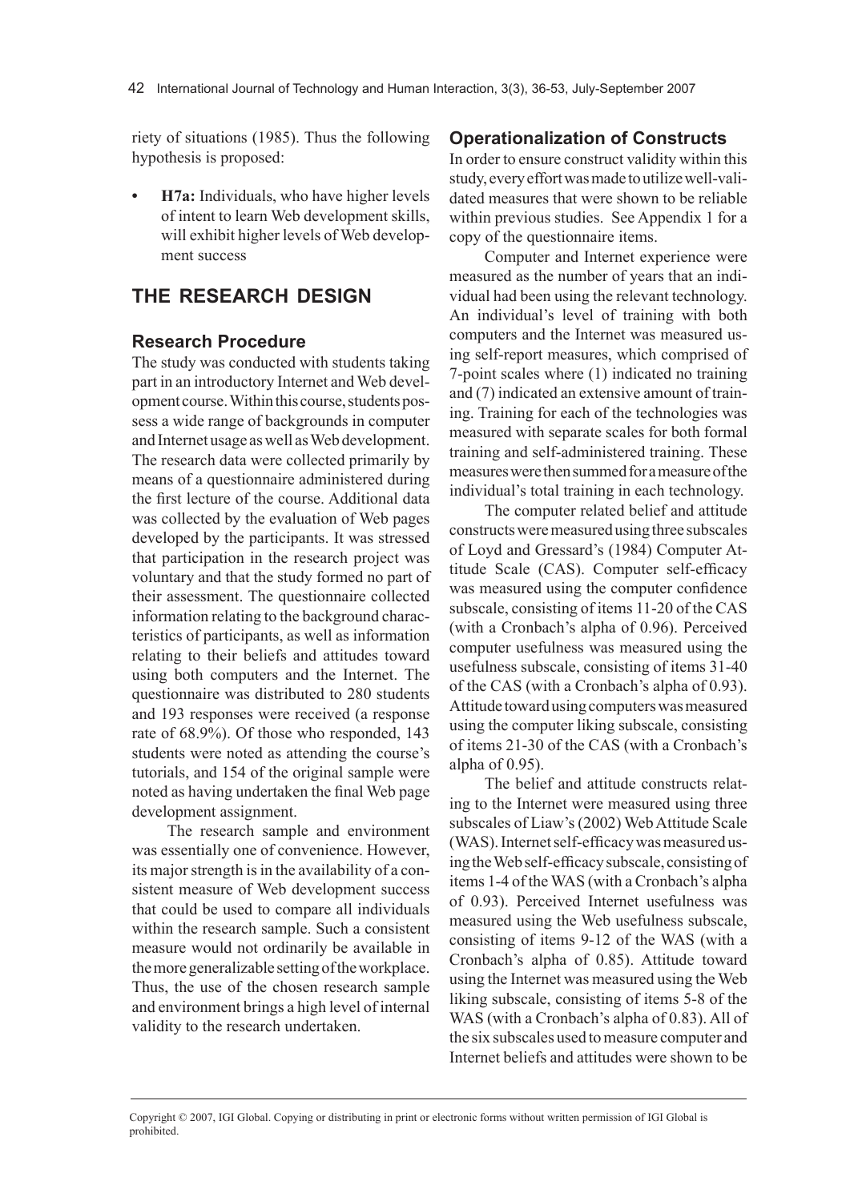riety of situations (1985). Thus the following hypothesis is proposed:

- **H7a:** Individuals, who have higher levels of intent to learn Web development skills, will exhibit higher levels of Web development success

## THE RESEARCH DESIGN

### Research Procedure

The study was conducted with students taking part in an introductory Internet and Web development course. Within this course, students possess a wide range of backgrounds in computer and Internet usage as well as Web development. The research data were collected primarily by means of a questionnaire administered during the first lecture of the course. Additional data was collected by the evaluation of Web pages developed by the participants. It was stressed that participation in the research project was voluntary and that the study formed no part of their assessment. The questionnaire collected information relating to the background characteristics of participants, as well as information relating to their beliefs and attitudes toward using both computers and the Internet. The questionnaire was distributed to 280 students and 193 responses were received (a response rate of 68.9%). Of those who responded, 143 students were noted as attending the course's tutorials, and 154 of the original sample were noted as having undertaken the final Web page development assignment.

The research sample and environment was essentially one of convenience. However, its major strength is in the availability of a consistent measure of Web development success that could be used to compare all individuals within the research sample. Such a consistent measure would not ordinarily be available in the more generalizable setting of the workplace. Thus, the use of the chosen research sample and environment brings a high level of internal validity to the research undertaken.

### Operationalization of Constructs

In order to ensure construct validity within this study, every effort was made to utilize well-validated measures that were shown to be reliable within previous studies. See Appendix 1 for a copy of the questionnaire items.

Computer and Internet experience were measured as the number of years that an individual had been using the relevant technology. An individual's level of training with both computers and the Internet was measured using self-report measures, which comprised of 7-point scales where (1) indicated no training and (7) indicated an extensive amount of training. Training for each of the technologies was measured with separate scales for both formal training and self-administered training. These measures were then summed for a measure of the individual's total training in each technology.

The computer related belief and attitude constructs were measured using three subscales of Loyd and Gressard's (1984) Computer Attitude Scale (CAS). Computer self-efficacy was measured using the computer confidence subscale, consisting of items 11-20 of the CAS (with a Cronbach's alpha of 0.96). Perceived computer usefulness was measured using the usefulness subscale, consisting of items 31-40 of the CAS (with a Cronbach's alpha of 0.93). Attitude toward using computers was measured using the computer liking subscale, consisting of items 21-30 of the CAS (with a Cronbach's alpha of 0.95).

The belief and attitude constructs relating to the Internet were measured using three subscales of Liaw's (2002) Web Attitude Scale (WAS). Internet self-efficacy was measured using the Web self-efficacy subscale, consisting of items 1-4 of the WAS (with a Cronbach's alpha of 0.93). Perceived Internet usefulness was measured using the Web usefulness subscale, consisting of items 9-12 of the WAS (with a Cronbach's alpha of 0.85). Attitude toward using the Internet was measured using the Web liking subscale, consisting of items 5-8 of the WAS (with a Cronbach's alpha of 0.83). All of the six subscales used to measure computer and Internet beliefs and attitudes were shown to be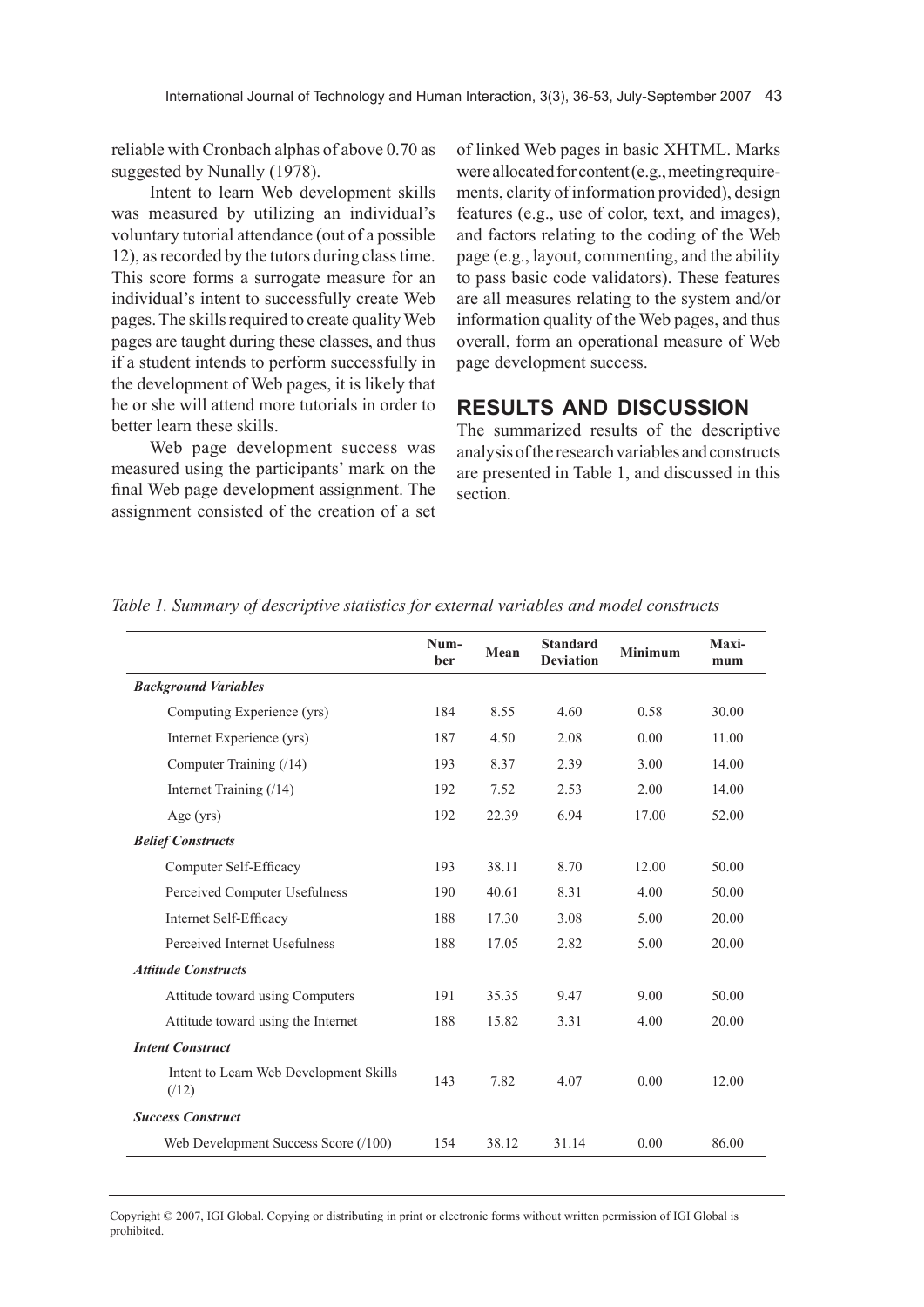reliable with Cronbach alphas of above 0.70 as suggested by Nunally (1978).

Intent to learn Web development skills was measured by utilizing an individual's voluntary tutorial attendance (out of a possible 12), as recorded by the tutors during class time. This score forms a surrogate measure for an individual's intent to successfully create Web pages. The skills required to create quality Web pages are taught during these classes, and thus if a student intends to perform successfully in the development of Web pages, it is likely that he or she will attend more tutorials in order to better learn these skills.

Web page development success was measured using the participants' mark on the final Web page development assignment. The assignment consisted of the creation of a set of linked Web pages in basic XHTML. Marks were allocated for content (e.g., meeting requirements, clarity of information provided), design features (e.g., use of color, text, and images), and factors relating to the coding of the Web page (e.g., layout, commenting, and the ability to pass basic code validators). These features are all measures relating to the system and/or information quality of the Web pages, and thus overall, form an operational measure of Web page development success.

## RESULTS AND DISCUSSION

The summarized results of the descriptive analysis of the research variables and constructs are presented in Table 1, and discussed in this section.

*Table 1. Summary of descriptive statistics for external variables and model constructs*

| | Number | Mean | Standard Deviation | Minimum | Maximum |
|---|---|---|---|---|---|
| ***Background Variables*** | | | | | |
| Computing Experience (yrs) | 184 | 8.55 | 4.60 | 0.58 | 30.00 |
| Internet Experience (yrs) | 187 | 4.50 | 2.08 | 0.00 | 11.00 |
| Computer Training (/14) | 193 | 8.37 | 2.39 | 3.00 | 14.00 |
| Internet Training (/14) | 192 | 7.52 | 2.53 | 2.00 | 14.00 |
| Age (yrs) | 192 | 22.39 | 6.94 | 17.00 | 52.00 |
| ***Belief Constructs*** | | | | | |
| Computer Self-Efficacy | 193 | 38.11 | 8.70 | 12.00 | 50.00 |
| Perceived Computer Usefulness | 190 | 40.61 | 8.31 | 4.00 | 50.00 |
| Internet Self-Efficacy | 188 | 17.30 | 3.08 | 5.00 | 20.00 |
| Perceived Internet Usefulness | 188 | 17.05 | 2.82 | 5.00 | 20.00 |
| ***Attitude Constructs*** | | | | | |
| Attitude toward using Computers | 191 | 35.35 | 9.47 | 9.00 | 50.00 |
| Attitude toward using the Internet | 188 | 15.82 | 3.31 | 4.00 | 20.00 |
| ***Intent Construct*** | | | | | |
| Intent to Learn Web Development Skills (/12) | 143 | 7.82 | 4.07 | 0.00 | 12.00 |
| ***Success Construct*** | | | | | |
| Web Development Success Score (/100) | 154 | 38.12 | 31.14 | 0.00 | 86.00 |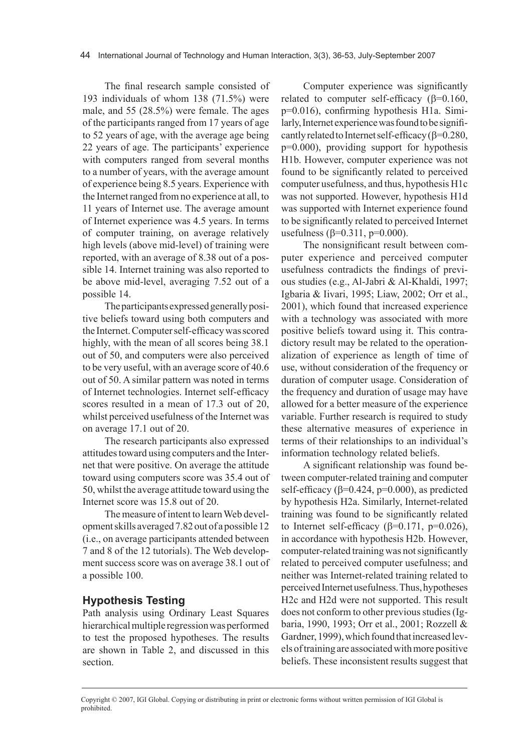The final research sample consisted of 193 individuals of whom 138 (71.5%) were male, and 55 (28.5%) were female. The ages of the participants ranged from 17 years of age to 52 years of age, with the average age being 22 years of age. The participants' experience with computers ranged from several months to a number of years, with the average amount of experience being 8.5 years. Experience with the Internet ranged from no experience at all, to 11 years of Internet use. The average amount of Internet experience was 4.5 years. In terms of computer training, on average relatively high levels (above mid-level) of training were reported, with an average of 8.38 out of a possible 14. Internet training was also reported to be above mid-level, averaging 7.52 out of a possible 14.

The participants expressed generally positive beliefs toward using both computers and the Internet. Computer self-efficacy was scored highly, with the mean of all scores being 38.1 out of 50, and computers were also perceived to be very useful, with an average score of 40.6 out of 50. A similar pattern was noted in terms of Internet technologies. Internet self-efficacy scores resulted in a mean of 17.3 out of 20, whilst perceived usefulness of the Internet was on average 17.1 out of 20.

The research participants also expressed attitudes toward using computers and the Internet that were positive. On average the attitude toward using computers score was 35.4 out of 50, whilst the average attitude toward using the Internet score was 15.8 out of 20.

The measure of intent to learn Web development skills averaged 7.82 out of a possible 12 (i.e., on average participants attended between 7 and 8 of the 12 tutorials). The Web development success score was on average 38.1 out of a possible 100.

## Hypothesis Testing

Path analysis using Ordinary Least Squares hierarchical multiple regression was performed to test the proposed hypotheses. The results are shown in Table 2, and discussed in this section.

Computer experience was significantly related to computer self-efficacy ($\beta$=0.160, p=0.016), confirming hypothesis H1a. Similarly, Internet experience was found to be significantly related to Internet self-efficacy ($\beta$=0.280, p=0.000), providing support for hypothesis H1b. However, computer experience was not found to be significantly related to perceived computer usefulness, and thus, hypothesis H1c was not supported. However, hypothesis H1d was supported with Internet experience found to be significantly related to perceived Internet usefulness ($\beta$=0.311, p=0.000).

The nonsignificant result between computer experience and perceived computer usefulness contradicts the findings of previous studies (e.g., Al-Jabri & Al-Khaldi, 1997; Igbaria & Iivari, 1995; Liaw, 2002; Orr et al., 2001), which found that increased experience with a technology was associated with more positive beliefs toward using it. This contradictory result may be related to the operationalization of experience as length of time of use, without consideration of the frequency or duration of computer usage. Consideration of the frequency and duration of usage may have allowed for a better measure of the experience variable. Further research is required to study these alternative measures of experience in terms of their relationships to an individual's information technology related beliefs.

A significant relationship was found between computer-related training and computer self-efficacy ($\beta$=0.424, p=0.000), as predicted by hypothesis H2a. Similarly, Internet-related training was found to be significantly related to Internet self-efficacy ($\beta$=0.171, p=0.026), in accordance with hypothesis H2b. However, computer-related training was not significantly related to perceived computer usefulness; and neither was Internet-related training related to perceived Internet usefulness. Thus, hypotheses H2c and H2d were not supported. This result does not conform to other previous studies (Igbaria, 1990, 1993; Orr et al., 2001; Rozzell & Gardner, 1999), which found that increased levels of training are associated with more positive beliefs. These inconsistent results suggest that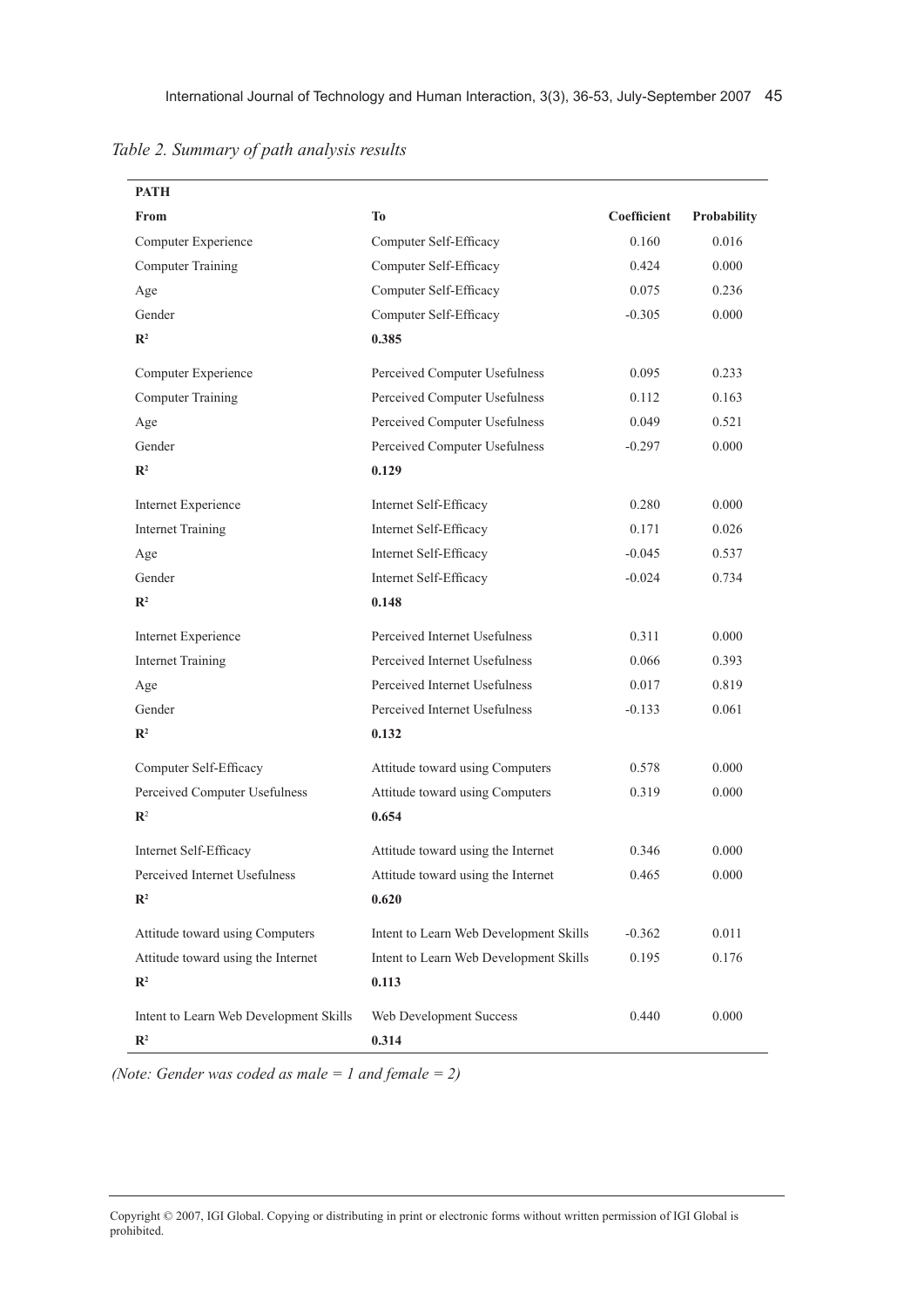*Table 2. Summary of path analysis results*

| PATH | | | |
|---|---|---|---|
| **From** | **To** | **Coefficient** | **Probability** |
| Computer Experience | Computer Self-Efficacy | 0.160 | 0.016 |
| Computer Training | Computer Self-Efficacy | 0.424 | 0.000 |
| Age | Computer Self-Efficacy | 0.075 | 0.236 |
| Gender | Computer Self-Efficacy | -0.305 | 0.000 |
| $R^2$ | **0.385** | | |
| Computer Experience | Perceived Computer Usefulness | 0.095 | 0.233 |
| Computer Training | Perceived Computer Usefulness | 0.112 | 0.163 |
| Age | Perceived Computer Usefulness | 0.049 | 0.521 |
| Gender | Perceived Computer Usefulness | -0.297 | 0.000 |
| $R^2$ | **0.129** | | |
| Internet Experience | Internet Self-Efficacy | 0.280 | 0.000 |
| Internet Training | Internet Self-Efficacy | 0.171 | 0.026 |
| Age | Internet Self-Efficacy | -0.045 | 0.537 |
| Gender | Internet Self-Efficacy | -0.024 | 0.734 |
| $R^2$ | **0.148** | | |
| Internet Experience | Perceived Internet Usefulness | 0.311 | 0.000 |
| Internet Training | Perceived Internet Usefulness | 0.066 | 0.393 |
| Age | Perceived Internet Usefulness | 0.017 | 0.819 |
| Gender | Perceived Internet Usefulness | -0.133 | 0.061 |
| $R^2$ | **0.132** | | |
| Computer Self-Efficacy | Attitude toward using Computers | 0.578 | 0.000 |
| Perceived Computer Usefulness | Attitude toward using Computers | 0.319 | 0.000 |
| $R^2$ | **0.654** | | |
| Internet Self-Efficacy | Attitude toward using the Internet | 0.346 | 0.000 |
| Perceived Internet Usefulness | Attitude toward using the Internet | 0.465 | 0.000 |
| $R^2$ | **0.620** | | |
| Attitude toward using Computers | Intent to Learn Web Development Skills | -0.362 | 0.011 |
| Attitude toward using the Internet | Intent to Learn Web Development Skills | 0.195 | 0.176 |
| $R^2$ | **0.113** | | |
| Intent to Learn Web Development Skills | Web Development Success | 0.440 | 0.000 |
| $R^2$ | **0.314** | | |

*(Note: Gender was coded as male = 1 and female = 2)*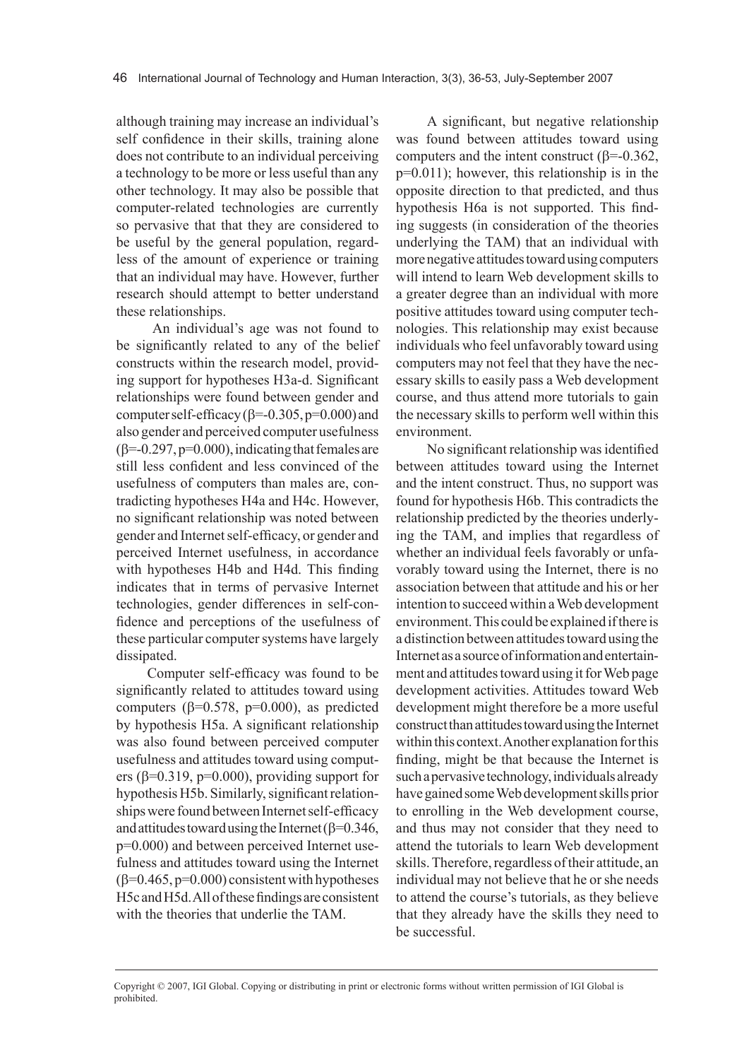although training may increase an individual's self confidence in their skills, training alone does not contribute to an individual perceiving a technology to be more or less useful than any other technology. It may also be possible that computer-related technologies are currently so pervasive that that they are considered to be useful by the general population, regardless of the amount of experience or training that an individual may have. However, further research should attempt to better understand these relationships.

An individual's age was not found to be significantly related to any of the belief constructs within the research model, providing support for hypotheses H3a-d. Significant relationships were found between gender and computer self-efficacy ($\beta$=-0.305, p=0.000) and also gender and perceived computer usefulness ($\beta$=-0.297, p=0.000), indicating that females are still less confident and less convinced of the usefulness of computers than males are, contradicting hypotheses H4a and H4c. However, no significant relationship was noted between gender and Internet self-efficacy, or gender and perceived Internet usefulness, in accordance with hypotheses H4b and H4d. This finding indicates that in terms of pervasive Internet technologies, gender differences in self-confidence and perceptions of the usefulness of these particular computer systems have largely dissipated.

Computer self-efficacy was found to be significantly related to attitudes toward using computers ($\beta$=0.578, p=0.000), as predicted by hypothesis H5a. A significant relationship was also found between perceived computer usefulness and attitudes toward using computers ($\beta$=0.319, p=0.000), providing support for hypothesis H5b. Similarly, significant relationships were found between Internet self-efficacy and attitudes toward using the Internet ($\beta$=0.346, p=0.000) and between perceived Internet usefulness and attitudes toward using the Internet ($\beta$=0.465, p=0.000) consistent with hypotheses H5c and H5d. All of these findings are consistent with the theories that underlie the TAM.

A significant, but negative relationship was found between attitudes toward using computers and the intent construct ($\beta$=-0.362, p=0.011); however, this relationship is in the opposite direction to that predicted, and thus hypothesis H6a is not supported. This finding suggests (in consideration of the theories underlying the TAM) that an individual with more negative attitudes toward using computers will intend to learn Web development skills to a greater degree than an individual with more positive attitudes toward using computer technologies. This relationship may exist because individuals who feel unfavorably toward using computers may not feel that they have the necessary skills to easily pass a Web development course, and thus attend more tutorials to gain the necessary skills to perform well within this environment.

No significant relationship was identified between attitudes toward using the Internet and the intent construct. Thus, no support was found for hypothesis H6b. This contradicts the relationship predicted by the theories underlying the TAM, and implies that regardless of whether an individual feels favorably or unfavorably toward using the Internet, there is no association between that attitude and his or her intention to succeed within a Web development environment. This could be explained if there is a distinction between attitudes toward using the Internet as a source of information and entertainment and attitudes toward using it for Web page development activities. Attitudes toward Web development might therefore be a more useful construct than attitudes toward using the Internet within this context. Another explanation for this finding, might be that because the Internet is such a pervasive technology, individuals already have gained some Web development skills prior to enrolling in the Web development course, and thus may not consider that they need to attend the tutorials to learn Web development skills. Therefore, regardless of their attitude, an individual may not believe that he or she needs to attend the course's tutorials, as they believe that they already have the skills they need to be successful.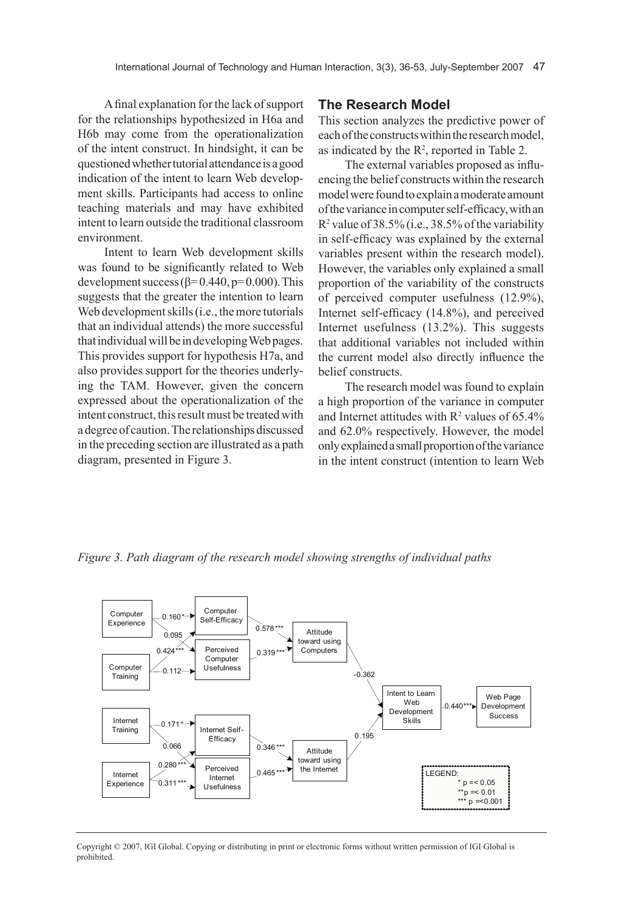A final explanation for the lack of support for the relationships hypothesized in H6a and H6b may come from the operationalization of the intent construct. In hindsight, it can be questioned whether tutorial attendance is a good indication of the intent to learn Web development skills. Participants had access to online teaching materials and may have exhibited intent to learn outside the traditional classroom environment.

Intent to learn Web development skills was found to be significantly related to Web development success ($\beta = 0.440$, $p = 0.000$). This suggests that the greater the intention to learn Web development skills (i.e., the more tutorials that an individual attends) the more successful that individual will be in developing Web pages. This provides support for hypothesis H7a, and also provides support for the theories underlying the TAM. However, given the concern expressed about the operationalization of the intent construct, this result must be treated with a degree of caution. The relationships discussed in the preceding section are illustrated as a path diagram, presented in Figure 3.

## The Research Model

This section analyzes the predictive power of each of the constructs within the research model, as indicated by the $R^2$, reported in Table 2.

The external variables proposed as influencing the belief constructs within the research model were found to explain a moderate amount of the variance in computer self-efficacy, with an $R^2$ value of 38.5% (i.e., 38.5% of the variability in self-efficacy was explained by the external variables present within the research model). However, the variables only explained a small proportion of the variability of the constructs of perceived computer usefulness (12.9%), Internet self-efficacy (14.8%), and perceived Internet usefulness (13.2%). This suggests that additional variables not included within the current model also directly influence the belief constructs.

The research model was found to explain a high proportion of the variance in computer and Internet attitudes with $R^2$ values of 65.4% and 62.0% respectively. However, the model only explained a small proportion of the variance in the intent construct (intention to learn Web

*Figure 3. Path diagram of the research model showing strengths of individual paths*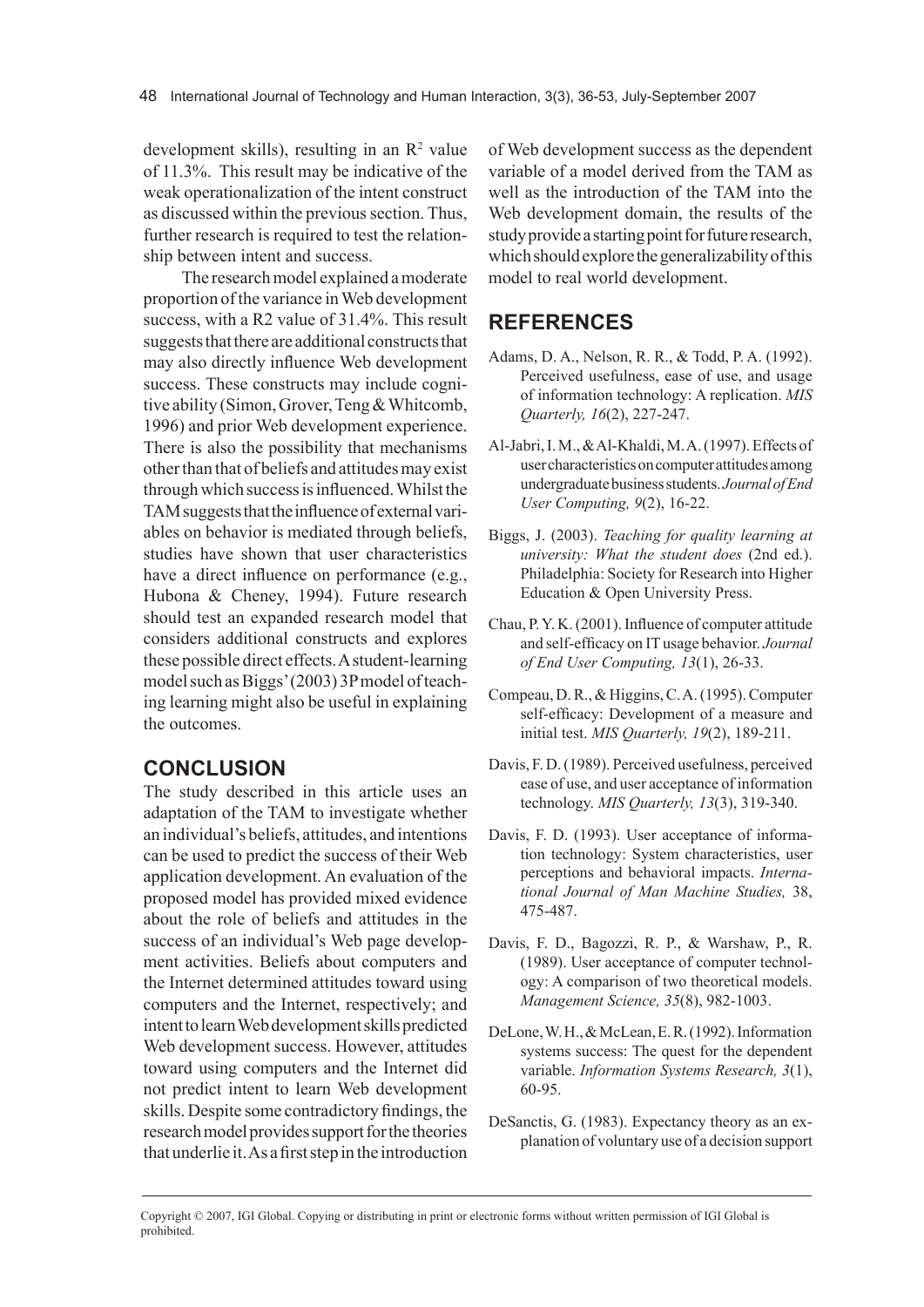development skills), resulting in an $R^2$ value of 11.3%. This result may be indicative of the weak operationalization of the intent construct as discussed within the previous section. Thus, further research is required to test the relationship between intent and success.

The research model explained a moderate proportion of the variance in Web development success, with a R2 value of 31.4%. This result suggests that there are additional constructs that may also directly influence Web development success. These constructs may include cognitive ability (Simon, Grover, Teng & Whitcomb, 1996) and prior Web development experience. There is also the possibility that mechanisms other than that of beliefs and attitudes may exist through which success is influenced. Whilst the TAM suggests that the influence of external variables on behavior is mediated through beliefs, studies have shown that user characteristics have a direct influence on performance (e.g., Hubona & Cheney, 1994). Future research should test an expanded research model that considers additional constructs and explores these possible direct effects. A student-learning model such as Biggs' (2003) 3P model of teaching learning might also be useful in explaining the outcomes.

## CONCLUSION

The study described in this article uses an adaptation of the TAM to investigate whether an individual's beliefs, attitudes, and intentions can be used to predict the success of their Web application development. An evaluation of the proposed model has provided mixed evidence about the role of beliefs and attitudes in the success of an individual's Web page development activities. Beliefs about computers and the Internet determined attitudes toward using computers and the Internet, respectively; and intent to learn Web development skills predicted Web development success. However, attitudes toward using computers and the Internet did not predict intent to learn Web development skills. Despite some contradictory findings, the research model provides support for the theories that underlie it. As a first step in the introduction of Web development success as the dependent variable of a model derived from the TAM as well as the introduction of the TAM into the Web development domain, the results of the study provide a starting point for future research, which should explore the generalizability of this model to real world development.

## REFERENCES

Adams, D. A., Nelson, R. R., & Todd, P. A. (1992). Perceived usefulness, ease of use, and usage of information technology: A replication. *MIS Quarterly, 16*(2), 227-247.

Al-Jabri, I. M., & Al-Khaldi, M. A. (1997). Effects of user characteristics on computer attitudes among undergraduate business students. *Journal of End User Computing, 9*(2), 16-22.

Biggs, J. (2003). *Teaching for quality learning at university: What the student does* (2nd ed.). Philadelphia: Society for Research into Higher Education & Open University Press.

Chau, P. Y. K. (2001). Influence of computer attitude and self-efficacy on IT usage behavior. *Journal of End User Computing, 13*(1), 26-33.

Compeau, D. R., & Higgins, C. A. (1995). Computer self-efficacy: Development of a measure and initial test. *MIS Quarterly, 19*(2), 189-211.

Davis, F. D. (1989). Perceived usefulness, perceived ease of use, and user acceptance of information technology. *MIS Quarterly, 13*(3), 319-340.

Davis, F. D. (1993). User acceptance of information technology: System characteristics, user perceptions and behavioral impacts. *International Journal of Man Machine Studies,* 38, 475-487.

Davis, F. D., Bagozzi, R. P., & Warshaw, P., R. (1989). User acceptance of computer technology: A comparison of two theoretical models. *Management Science, 35*(8), 982-1003.

DeLone, W. H., & McLean, E. R. (1992). Information systems success: The quest for the dependent variable. *Information Systems Research, 3*(1), 60-95.

DeSanctis, G. (1983). Expectancy theory as an explanation of voluntary use of a decision support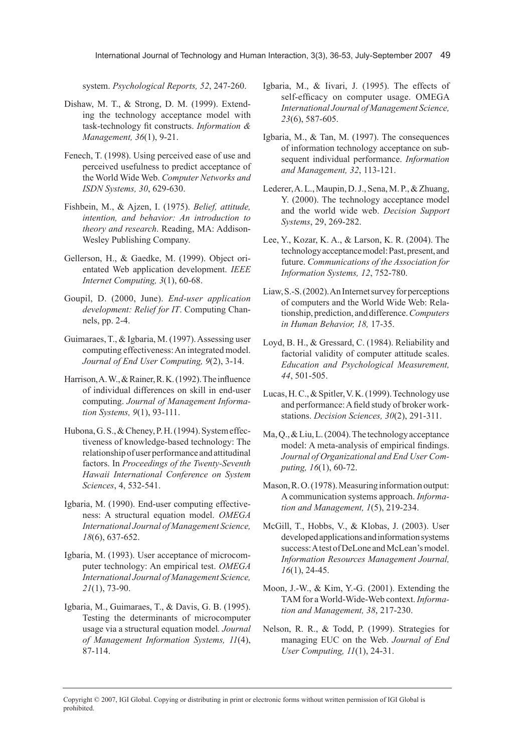system. *Psychological Reports, 52*, 247-260.

Dishaw, M. T., & Strong, D. M. (1999). Extending the technology acceptance model with task-technology fit constructs. *Information & Management, 36*(1), 9-21.

Fenech, T. (1998). Using perceived ease of use and perceived usefulness to predict acceptance of the World Wide Web. *Computer Networks and ISDN Systems, 30*, 629-630.

Fishbein, M., & Ajzen, I. (1975). *Belief, attitude, intention, and behavior: An introduction to theory and research*. Reading, MA: Addison-Wesley Publishing Company.

Gellerson, H., & Gaedke, M. (1999). Object orientated Web application development. *IEEE Internet Computing, 3*(1), 60-68.

Goupil, D. (2000, June). *End-user application development: Relief for IT*. Computing Channels, pp. 2-4.

Guimaraes, T., & Igbaria, M. (1997). Assessing user computing effectiveness: An integrated model. *Journal of End User Computing, 9*(2), 3-14.

Harrison, A. W., & Rainer, R. K. (1992). The influence of individual differences on skill in end-user computing. *Journal of Management Information Systems, 9*(1), 93-111.

Hubona, G. S., & Cheney, P. H. (1994). System effectiveness of knowledge-based technology: The relationship of user performance and attitudinal factors. In *Proceedings of the Twenty-Seventh Hawaii International Conference on System Sciences*, 4, 532-541.

Igbaria, M. (1990). End-user computing effectiveness: A structural equation model. *OMEGA International Journal of Management Science, 18*(6), 637-652.

Igbaria, M. (1993). User acceptance of microcomputer technology: An empirical test. *OMEGA International Journal of Management Science, 21*(1), 73-90.

Igbaria, M., Guimaraes, T., & Davis, G. B. (1995). Testing the determinants of microcomputer usage via a structural equation model. *Journal of Management Information Systems, 11*(4), 87-114.

Igbaria, M., & Iivari, J. (1995). The effects of self-efficacy on computer usage. OMEGA *International Journal of Management Science, 23*(6), 587-605.

Igbaria, M., & Tan, M. (1997). The consequences of information technology acceptance on subsequent individual performance. *Information and Management, 32*, 113-121.

Lederer, A. L., Maupin, D. J., Sena, M. P., & Zhuang, Y. (2000). The technology acceptance model and the world wide web. *Decision Support Systems*, 29, 269-282.

Lee, Y., Kozar, K. A., & Larson, K. R. (2004). The technology acceptance model: Past, present, and future. *Communications of the Association for Information Systems, 12*, 752-780.

Liaw, S.-S. (2002). An Internet survey for perceptions of computers and the World Wide Web: Relationship, prediction, and difference. *Computers in Human Behavior, 18,* 17-35.

Loyd, B. H., & Gressard, C. (1984). Reliability and factorial validity of computer attitude scales. *Education and Psychological Measurement, 44*, 501-505.

Lucas, H. C., & Spitler, V. K. (1999). Technology use and performance: A field study of broker workstations. *Decision Sciences, 30*(2), 291-311.

Ma, Q., & Liu, L. (2004). The technology acceptance model: A meta-analysis of empirical findings. *Journal of Organizational and End User Computing, 16*(1), 60-72.

Mason, R. O. (1978). Measuring information output: A communication systems approach. *Information and Management, 1*(5), 219-234.

McGill, T., Hobbs, V., & Klobas, J. (2003). User developed applications and information systems success: A test of DeLone and McLean's model. *Information Resources Management Journal, 16*(1), 24-45.

Moon, J.-W., & Kim, Y.-G. (2001). Extending the TAM for a World-Wide-Web context. *Information and Management, 38*, 217-230.

Nelson, R. R., & Todd, P. (1999). Strategies for managing EUC on the Web. *Journal of End User Computing, 11*(1), 24-31.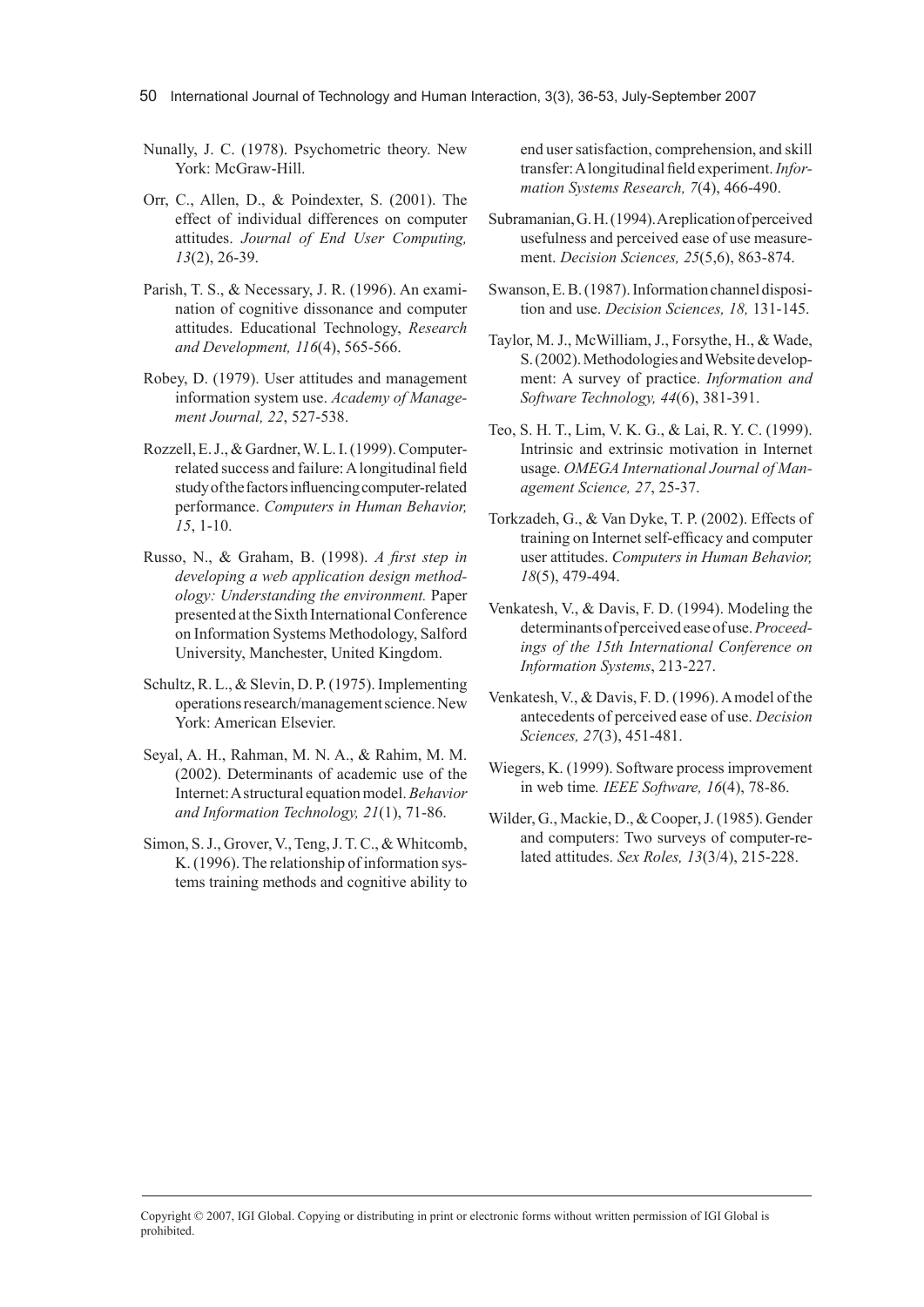Nunally, J. C. (1978). Psychometric theory. New York: McGraw-Hill.

Orr, C., Allen, D., & Poindexter, S. (2001). The effect of individual differences on computer attitudes. *Journal of End User Computing, 13*(2), 26-39.

Parish, T. S., & Necessary, J. R. (1996). An examination of cognitive dissonance and computer attitudes. Educational Technology, *Research and Development, 116*(4), 565-566.

Robey, D. (1979). User attitudes and management information system use. *Academy of Management Journal, 22*, 527-538.

Rozzell, E. J., & Gardner, W. L. I. (1999). Computer-related success and failure: A longitudinal field study of the factors influencing computer-related performance. *Computers in Human Behavior, 15*, 1-10.

Russo, N., & Graham, B. (1998). *A first step in developing a web application design methodology: Understanding the environment.* Paper presented at the Sixth International Conference on Information Systems Methodology, Salford University, Manchester, United Kingdom.

Schultz, R. L., & Slevin, D. P. (1975). Implementing operations research/management science. New York: American Elsevier.

Seyal, A. H., Rahman, M. N. A., & Rahim, M. M. (2002). Determinants of academic use of the Internet: A structural equation model. *Behavior and Information Technology, 21*(1), 71-86.

Simon, S. J., Grover, V., Teng, J. T. C., & Whitcomb, K. (1996). The relationship of information systems training methods and cognitive ability to end user satisfaction, comprehension, and skill transfer: A longitudinal field experiment. *Information Systems Research, 7*(4), 466-490.

Subramanian, G. H. (1994). A replication of perceived usefulness and perceived ease of use measurement. *Decision Sciences, 25*(5,6), 863-874.

Swanson, E. B. (1987). Information channel disposition and use. *Decision Sciences, 18,* 131-145.

Taylor, M. J., McWilliam, J., Forsythe, H., & Wade, S. (2002). Methodologies and Website development: A survey of practice. *Information and Software Technology, 44*(6), 381-391.

Teo, S. H. T., Lim, V. K. G., & Lai, R. Y. C. (1999). Intrinsic and extrinsic motivation in Internet usage. *OMEGA International Journal of Management Science, 27*, 25-37.

Torkzadeh, G., & Van Dyke, T. P. (2002). Effects of training on Internet self-efficacy and computer user attitudes. *Computers in Human Behavior, 18*(5), 479-494.

Venkatesh, V., & Davis, F. D. (1994). Modeling the determinants of perceived ease of use. *Proceedings of the 15th International Conference on Information Systems*, 213-227.

Venkatesh, V., & Davis, F. D. (1996). A model of the antecedents of perceived ease of use. *Decision Sciences, 27*(3), 451-481.

Wiegers, K. (1999). Software process improvement in web time*. IEEE Software, 16*(4), 78-86.

Wilder, G., Mackie, D., & Cooper, J. (1985). Gender and computers: Two surveys of computer-related attitudes. *Sex Roles, 13*(3/4), 215-228.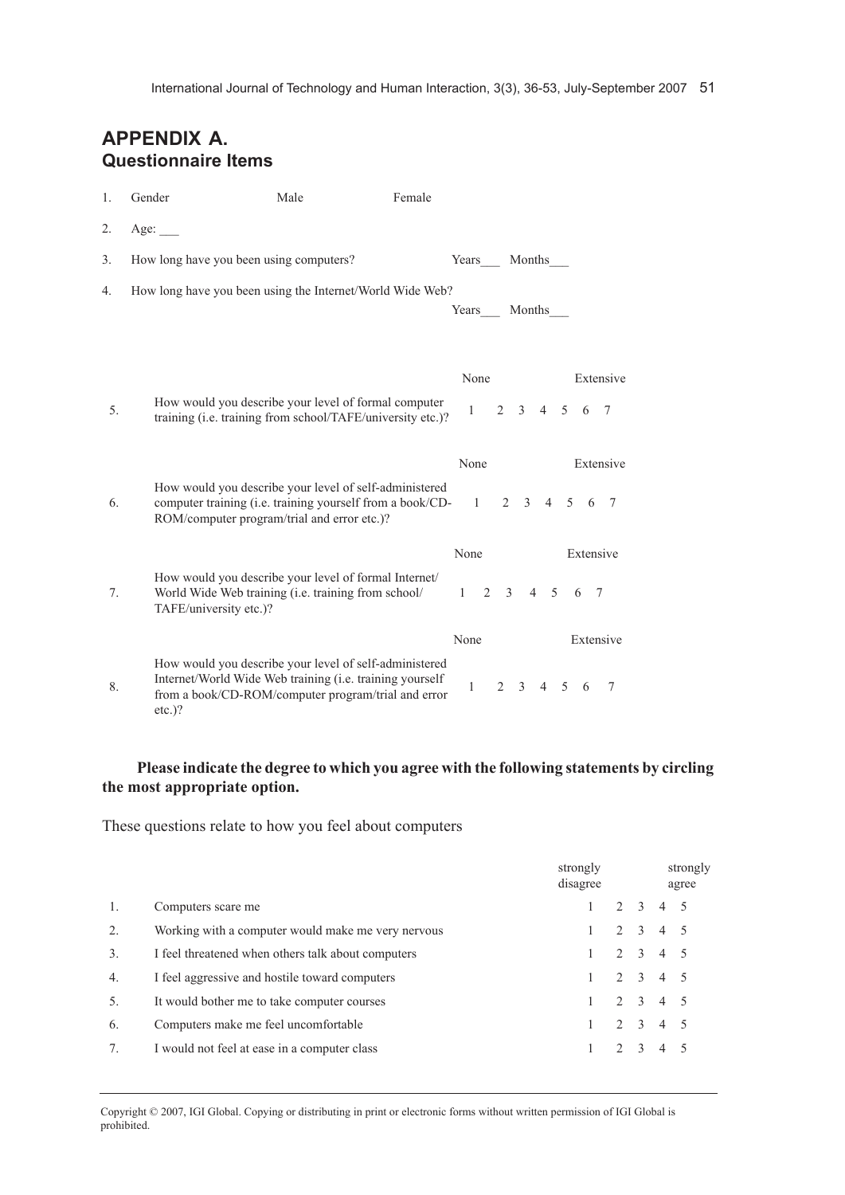## APPENDIX A.
### Questionnaire Items

1. Gender Male Female
2. Age: ___
3. How long have you been using computers? Years___ Months___
4. How long have you been using the Internet/World Wide Web? Years___ Months___

| | | None | | | | | | Extensive |
|---|---|---|---|---|---|---|---|---|
| 5. | How would you describe your level of formal computer training (i.e. training from school/TAFE/university etc.)? | 1 | 2 | 3 | 4 | 5 | 6 | 7 |
| 6. | How would you describe your level of self-administered computer training (i.e. training yourself from a book/CD-ROM/computer program/trial and error etc.)? | 1 | 2 | 3 | 4 | 5 | 6 | 7 |
| 7. | How would you describe your level of formal Internet/World Wide Web training (i.e. training from school/TAFE/university etc.)? | 1 | 2 | 3 | 4 | 5 | 6 | 7 |
| 8. | How would you describe your level of self-administered Internet/World Wide Web training (i.e. training yourself from a book/CD-ROM/computer program/trial and error etc.)? | 1 | 2 | 3 | 4 | 5 | 6 | 7 |

**Please indicate the degree to which you agree with the following statements by circling the most appropriate option.**

These questions relate to how you feel about computers

| | | strongly disagree | | | | strongly agree |
|---|---|---|---|---|---|---|
| 1. | Computers scare me | 1 | 2 | 3 | 4 | 5 |
| 2. | Working with a computer would make me very nervous | 1 | 2 | 3 | 4 | 5 |
| 3. | I feel threatened when others talk about computers | 1 | 2 | 3 | 4 | 5 |
| 4. | I feel aggressive and hostile toward computers | 1 | 2 | 3 | 4 | 5 |
| 5. | It would bother me to take computer courses | 1 | 2 | 3 | 4 | 5 |
| 6. | Computers make me feel uncomfortable | 1 | 2 | 3 | 4 | 5 |
| 7. | I would not feel at ease in a computer class | 1 | 2 | 3 | 4 | 5 |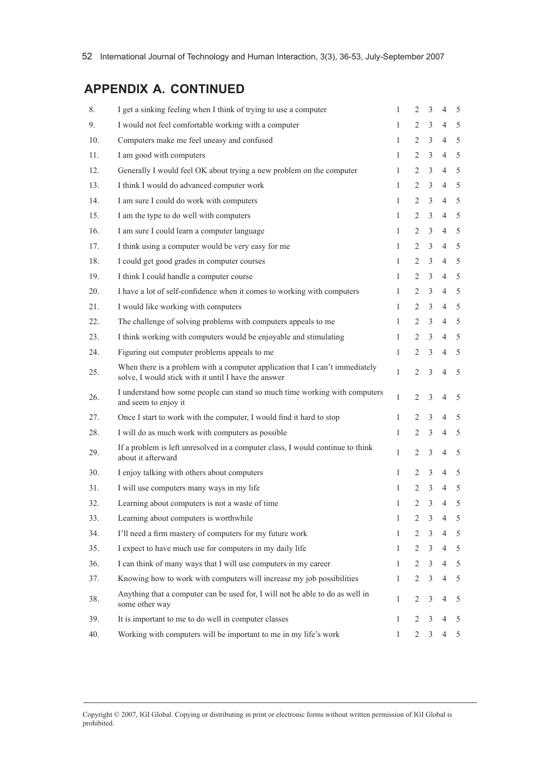## APPENDIX A. CONTINUED

| | | | | | | |
|---|---|---|---|---|---|---|
| 8. | I get a sinking feeling when I think of trying to use a computer | 1 | 2 | 3 | 4 | 5 |
| 9. | I would not feel comfortable working with a computer | 1 | 2 | 3 | 4 | 5 |
| 10. | Computers make me feel uneasy and confused | 1 | 2 | 3 | 4 | 5 |
| 11. | I am good with computers | 1 | 2 | 3 | 4 | 5 |
| 12. | Generally I would feel OK about trying a new problem on the computer | 1 | 2 | 3 | 4 | 5 |
| 13. | I think I would do advanced computer work | 1 | 2 | 3 | 4 | 5 |
| 14. | I am sure I could do work with computers | 1 | 2 | 3 | 4 | 5 |
| 15. | I am the type to do well with computers | 1 | 2 | 3 | 4 | 5 |
| 16. | I am sure I could learn a computer language | 1 | 2 | 3 | 4 | 5 |
| 17. | I think using a computer would be very easy for me | 1 | 2 | 3 | 4 | 5 |
| 18. | I could get good grades in computer courses | 1 | 2 | 3 | 4 | 5 |
| 19. | I think I could handle a computer course | 1 | 2 | 3 | 4 | 5 |
| 20. | I have a lot of self-confidence when it comes to working with computers | 1 | 2 | 3 | 4 | 5 |
| 21. | I would like working with computers | 1 | 2 | 3 | 4 | 5 |
| 22. | The challenge of solving problems with computers appeals to me | 1 | 2 | 3 | 4 | 5 |
| 23. | I think working with computers would be enjoyable and stimulating | 1 | 2 | 3 | 4 | 5 |
| 24. | Figuring out computer problems appeals to me | 1 | 2 | 3 | 4 | 5 |
| 25. | When there is a problem with a computer application that I can't immediately solve, I would stick with it until I have the answer | 1 | 2 | 3 | 4 | 5 |
| 26. | I understand how some people can stand so much time working with computers and seem to enjoy it | 1 | 2 | 3 | 4 | 5 |
| 27. | Once I start to work with the computer, I would find it hard to stop | 1 | 2 | 3 | 4 | 5 |
| 28. | I will do as much work with computers as possible | 1 | 2 | 3 | 4 | 5 |
| 29. | If a problem is left unresolved in a computer class, I would continue to think about it afterward | 1 | 2 | 3 | 4 | 5 |
| 30. | I enjoy talking with others about computers | 1 | 2 | 3 | 4 | 5 |
| 31. | I will use computers many ways in my life | 1 | 2 | 3 | 4 | 5 |
| 32. | Learning about computers is not a waste of time | 1 | 2 | 3 | 4 | 5 |
| 33. | Learning about computers is worthwhile | 1 | 2 | 3 | 4 | 5 |
| 34. | I'll need a firm mastery of computers for my future work | 1 | 2 | 3 | 4 | 5 |
| 35. | I expect to have much use for computers in my daily life | 1 | 2 | 3 | 4 | 5 |
| 36. | I can think of many ways that I will use computers in my career | 1 | 2 | 3 | 4 | 5 |
| 37. | Knowing how to work with computers will increase my job possibilities | 1 | 2 | 3 | 4 | 5 |
| 38. | Anything that a computer can be used for, I will not be able to do as well in some other way | 1 | 2 | 3 | 4 | 5 |
| 39. | It is important to me to do well in computer classes | 1 | 2 | 3 | 4 | 5 |
| 40. | Working with computers will be important to me in my life's work | 1 | 2 | 3 | 4 | 5 |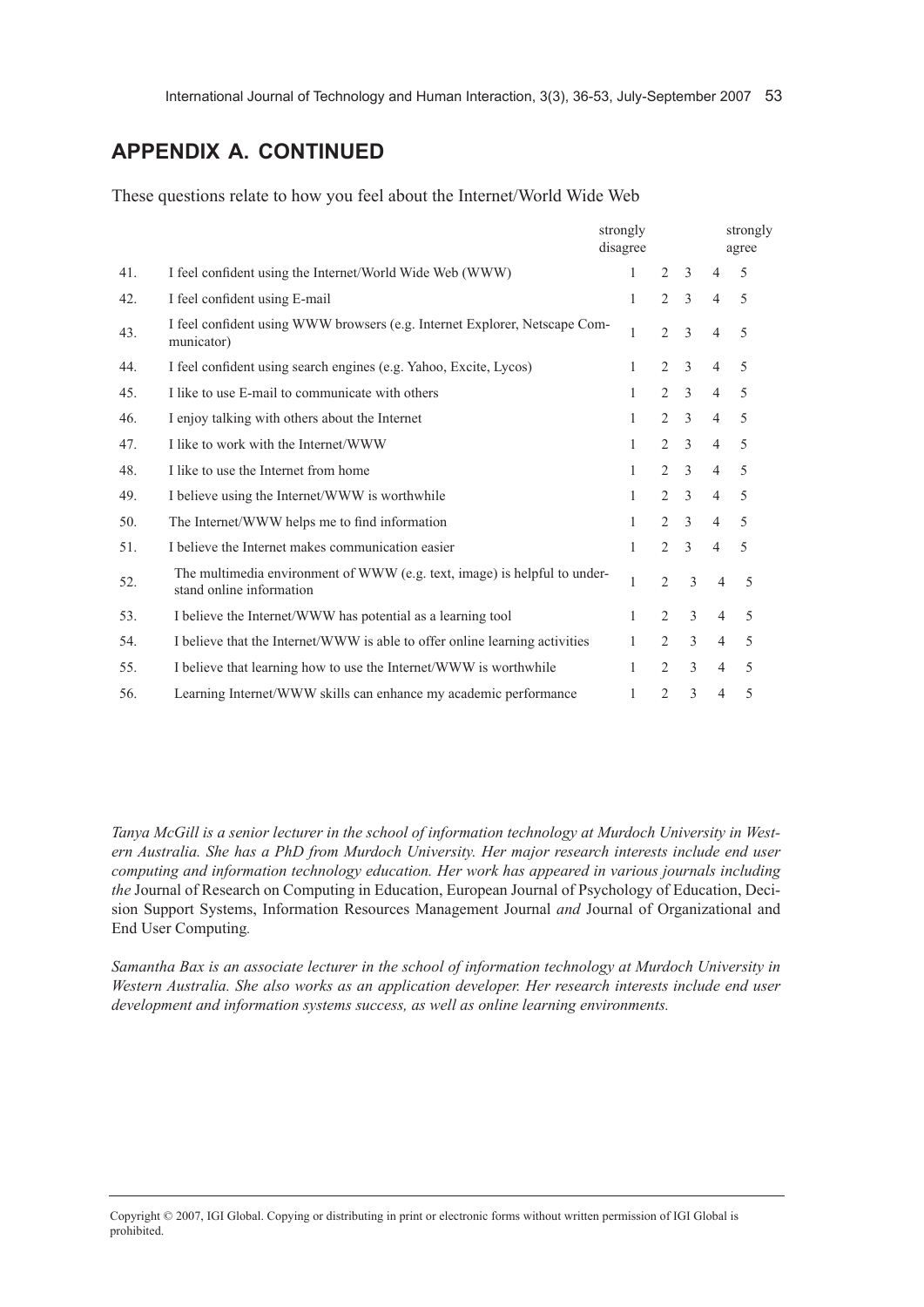## APPENDIX A. CONTINUED

These questions relate to how you feel about the Internet/World Wide Web

| | | strongly disagree | | | | strongly agree |
|---|---|---|---|---|---|---|
| 41. | I feel confident using the Internet/World Wide Web (WWW) | 1 | 2 | 3 | 4 | 5 |
| 42. | I feel confident using E-mail | 1 | 2 | 3 | 4 | 5 |
| 43. | I feel confident using WWW browsers (e.g. Internet Explorer, Netscape Communicator) | 1 | 2 | 3 | 4 | 5 |
| 44. | I feel confident using search engines (e.g. Yahoo, Excite, Lycos) | 1 | 2 | 3 | 4 | 5 |
| 45. | I like to use E-mail to communicate with others | 1 | 2 | 3 | 4 | 5 |
| 46. | I enjoy talking with others about the Internet | 1 | 2 | 3 | 4 | 5 |
| 47. | I like to work with the Internet/WWW | 1 | 2 | 3 | 4 | 5 |
| 48. | I like to use the Internet from home | 1 | 2 | 3 | 4 | 5 |
| 49. | I believe using the Internet/WWW is worthwhile | 1 | 2 | 3 | 4 | 5 |
| 50. | The Internet/WWW helps me to find information | 1 | 2 | 3 | 4 | 5 |
| 51. | I believe the Internet makes communication easier | 1 | 2 | 3 | 4 | 5 |
| 52. | The multimedia environment of WWW (e.g. text, image) is helpful to understand online information | 1 | 2 | 3 | 4 | 5 |
| 53. | I believe the Internet/WWW has potential as a learning tool | 1 | 2 | 3 | 4 | 5 |
| 54. | I believe that the Internet/WWW is able to offer online learning activities | 1 | 2 | 3 | 4 | 5 |
| 55. | I believe that learning how to use the Internet/WWW is worthwhile | 1 | 2 | 3 | 4 | 5 |
| 56. | Learning Internet/WWW skills can enhance my academic performance | 1 | 2 | 3 | 4 | 5 |

*Tanya McGill is a senior lecturer in the school of information technology at Murdoch University in Western Australia. She has a PhD from Murdoch University. Her major research interests include end user computing and information technology education. Her work has appeared in various journals including the* Journal of Research on Computing in Education, European Journal of Psychology of Education, Decision Support Systems, Information Resources Management Journal *and* Journal of Organizational and End User Computing*.*

*Samantha Bax is an associate lecturer in the school of information technology at Murdoch University in Western Australia. She also works as an application developer. Her research interests include end user development and information systems success, as well as online learning environments.*

Copyright © 2007, IGI Global. Copying or distributing in print or electronic forms without written permission of IGI Global is prohibited.